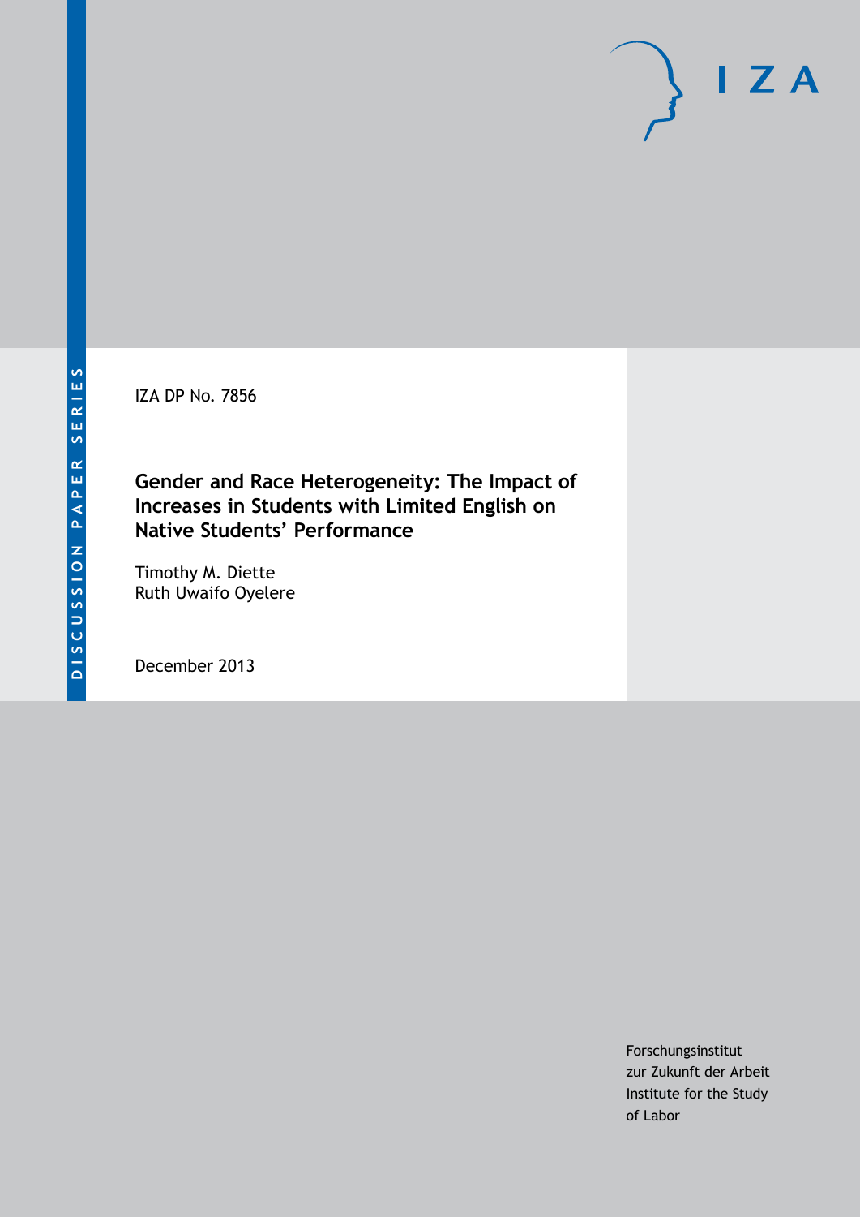DISCUSSION PAPER SERIES

IZA DP No. 7856

# Gender and Race Heterogeneity: The Impact of Increases in Students with Limited English on Native Students' Performance

Timothy M. Diette
Ruth Uwaifo Oyelere

December 2013

Forschungsinstitut
zur Zukunft der Arbeit
Institute for the Study
of Labor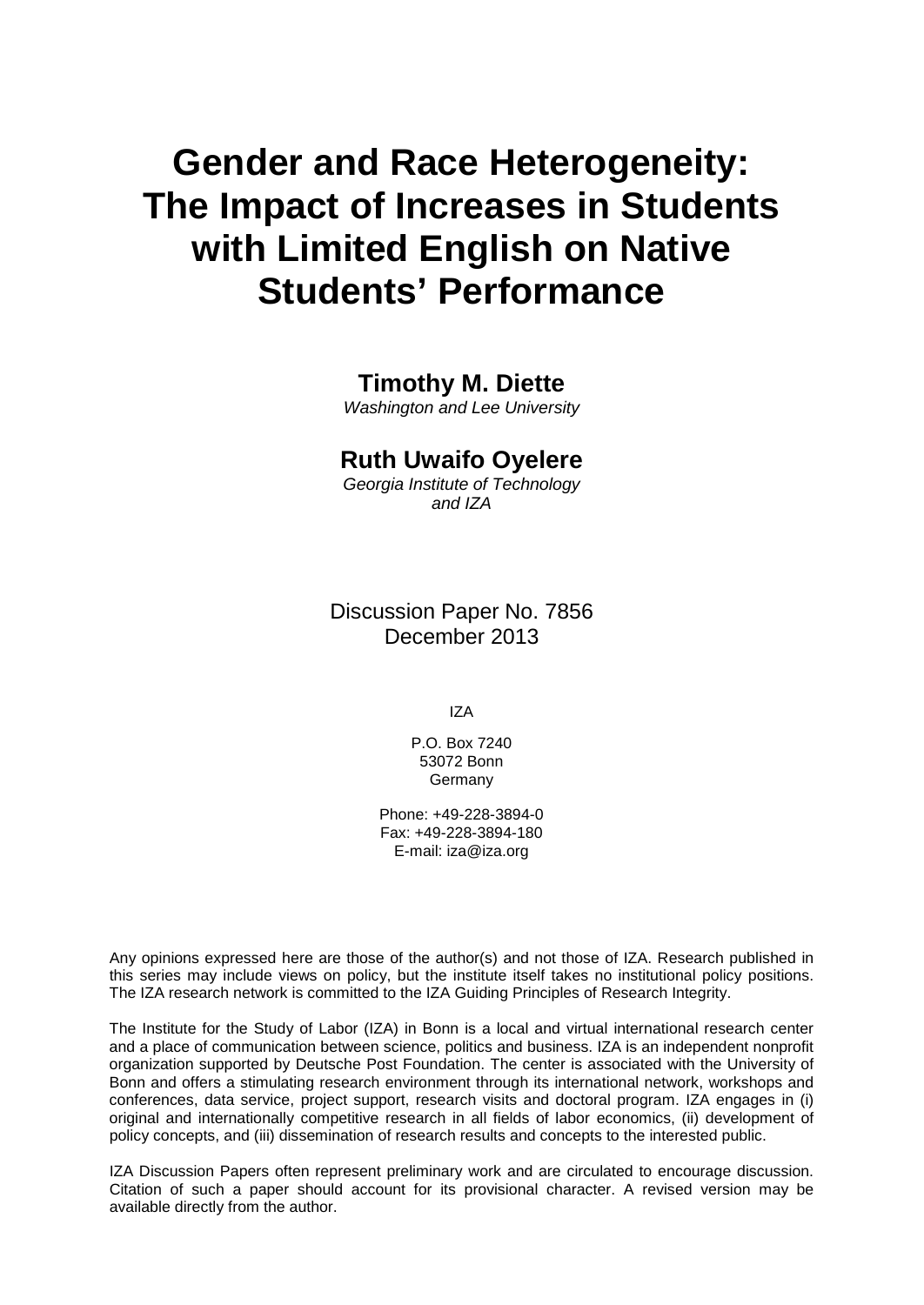# Gender and Race Heterogeneity: The Impact of Increases in Students with Limited English on Native Students' Performance

**Timothy M. Diette**
*Washington and Lee University*

**Ruth Uwaifo Oyelere**
*Georgia Institute of Technology and IZA*

Discussion Paper No. 7856
December 2013

IZA

P.O. Box 7240
53072 Bonn
Germany

Phone: +49-228-3894-0
Fax: +49-228-3894-180
E-mail: iza@iza.org

Any opinions expressed here are those of the author(s) and not those of IZA. Research published in this series may include views on policy, but the institute itself takes no institutional policy positions. The IZA research network is committed to the IZA Guiding Principles of Research Integrity.

The Institute for the Study of Labor (IZA) in Bonn is a local and virtual international research center and a place of communication between science, politics and business. IZA is an independent nonprofit organization supported by Deutsche Post Foundation. The center is associated with the University of Bonn and offers a stimulating research environment through its international network, workshops and conferences, data service, project support, research visits and doctoral program. IZA engages in (i) original and internationally competitive research in all fields of labor economics, (ii) development of policy concepts, and (iii) dissemination of research results and concepts to the interested public.

IZA Discussion Papers often represent preliminary work and are circulated to encourage discussion. Citation of such a paper should account for its provisional character. A revised version may be available directly from the author.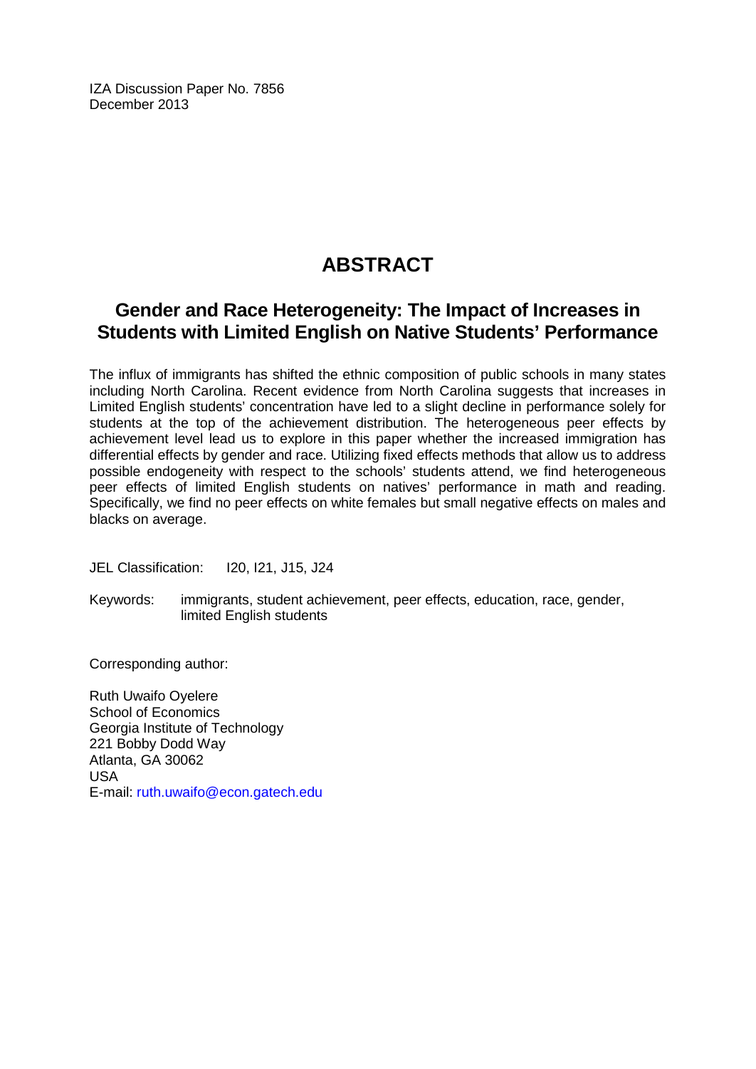IZA Discussion Paper No. 7856
December 2013

# ABSTRACT

## Gender and Race Heterogeneity: The Impact of Increases in Students with Limited English on Native Students' Performance

The influx of immigrants has shifted the ethnic composition of public schools in many states including North Carolina. Recent evidence from North Carolina suggests that increases in Limited English students' concentration have led to a slight decline in performance solely for students at the top of the achievement distribution. The heterogeneous peer effects by achievement level lead us to explore in this paper whether the increased immigration has differential effects by gender and race. Utilizing fixed effects methods that allow us to address possible endogeneity with respect to the schools' students attend, we find heterogeneous peer effects of limited English students on natives' performance in math and reading. Specifically, we find no peer effects on white females but small negative effects on males and blacks on average.

JEL Classification: I20, I21, J15, J24

Keywords: immigrants, student achievement, peer effects, education, race, gender, limited English students

Corresponding author:

Ruth Uwaifo Oyelere
School of Economics
Georgia Institute of Technology
221 Bobby Dodd Way
Atlanta, GA 30062
USA
E-mail: ruth.uwaifo@econ.gatech.edu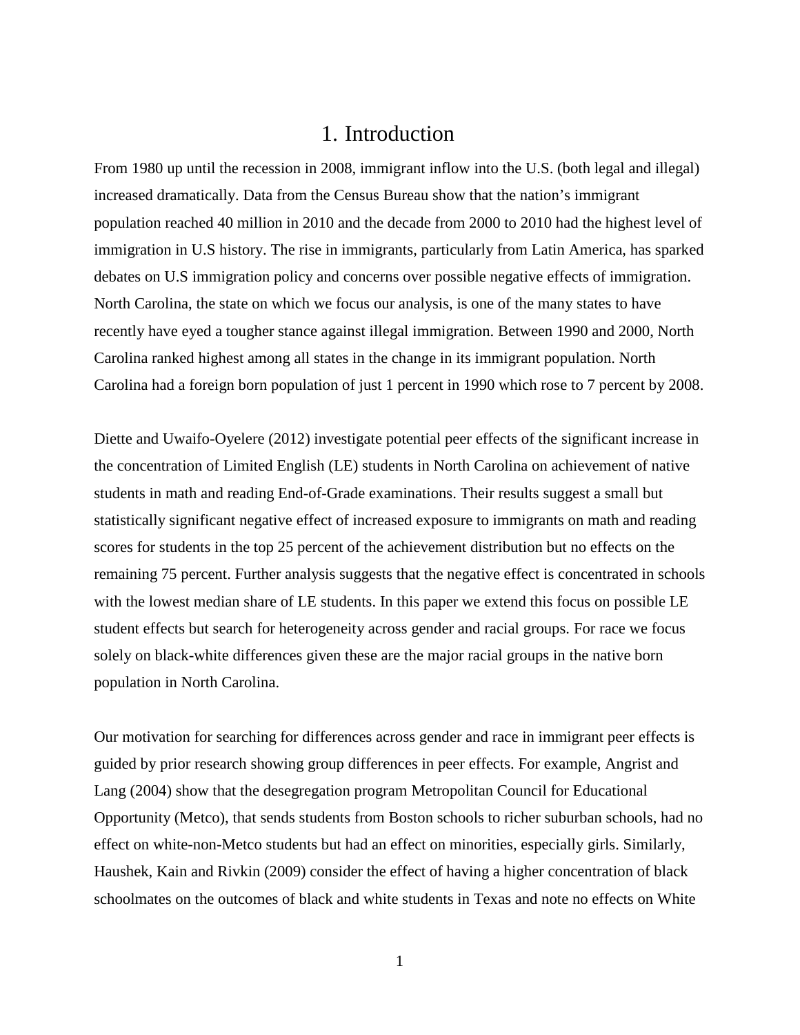# 1. Introduction

From 1980 up until the recession in 2008, immigrant inflow into the U.S. (both legal and illegal) increased dramatically. Data from the Census Bureau show that the nation's immigrant population reached 40 million in 2010 and the decade from 2000 to 2010 had the highest level of immigration in U.S history. The rise in immigrants, particularly from Latin America, has sparked debates on U.S immigration policy and concerns over possible negative effects of immigration. North Carolina, the state on which we focus our analysis, is one of the many states to have recently have eyed a tougher stance against illegal immigration. Between 1990 and 2000, North Carolina ranked highest among all states in the change in its immigrant population. North Carolina had a foreign born population of just 1 percent in 1990 which rose to 7 percent by 2008.

Diette and Uwaifo-Oyelere (2012) investigate potential peer effects of the significant increase in the concentration of Limited English (LE) students in North Carolina on achievement of native students in math and reading End-of-Grade examinations. Their results suggest a small but statistically significant negative effect of increased exposure to immigrants on math and reading scores for students in the top 25 percent of the achievement distribution but no effects on the remaining 75 percent. Further analysis suggests that the negative effect is concentrated in schools with the lowest median share of LE students. In this paper we extend this focus on possible LE student effects but search for heterogeneity across gender and racial groups. For race we focus solely on black-white differences given these are the major racial groups in the native born population in North Carolina.

Our motivation for searching for differences across gender and race in immigrant peer effects is guided by prior research showing group differences in peer effects. For example, Angrist and Lang (2004) show that the desegregation program Metropolitan Council for Educational Opportunity (Metco), that sends students from Boston schools to richer suburban schools, had no effect on white-non-Metco students but had an effect on minorities, especially girls. Similarly, Hanushek, Kain and Rivkin (2009) consider the effect of having a higher concentration of black schoolmates on the outcomes of black and white students in Texas and note no effects on White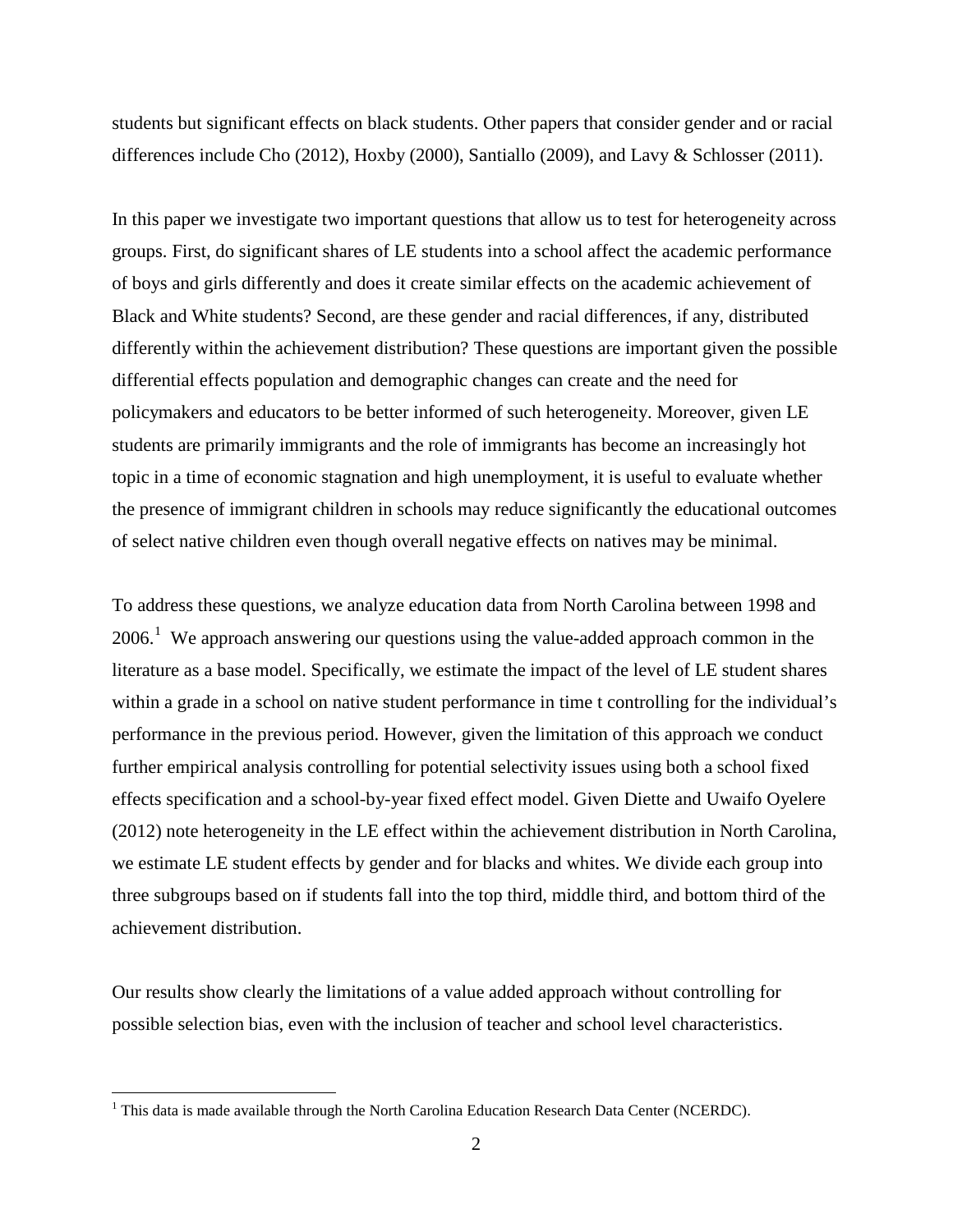students but significant effects on black students. Other papers that consider gender and or racial differences include Cho (2012), Hoxby (2000), Santiallo (2009), and Lavy & Schlosser (2011).

In this paper we investigate two important questions that allow us to test for heterogeneity across groups. First, do significant shares of LE students into a school affect the academic performance of boys and girls differently and does it create similar effects on the academic achievement of Black and White students? Second, are these gender and racial differences, if any, distributed differently within the achievement distribution? These questions are important given the possible differential effects population and demographic changes can create and the need for policymakers and educators to be better informed of such heterogeneity. Moreover, given LE students are primarily immigrants and the role of immigrants has become an increasingly hot topic in a time of economic stagnation and high unemployment, it is useful to evaluate whether the presence of immigrant children in schools may reduce significantly the educational outcomes of select native children even though overall negative effects on natives may be minimal.

To address these questions, we analyze education data from North Carolina between 1998 and 2006.[1] We approach answering our questions using the value-added approach common in the literature as a base model. Specifically, we estimate the impact of the level of LE student shares within a grade in a school on native student performance in time t controlling for the individual's performance in the previous period. However, given the limitation of this approach we conduct further empirical analysis controlling for potential selectivity issues using both a school fixed effects specification and a school-by-year fixed effect model. Given Diette and Uwaifo Oyelere (2012) note heterogeneity in the LE effect within the achievement distribution in North Carolina, we estimate LE student effects by gender and for blacks and whites. We divide each group into three subgroups based on if students fall into the top third, middle third, and bottom third of the achievement distribution.

Our results show clearly the limitations of a value added approach without controlling for possible selection bias, even with the inclusion of teacher and school level characteristics.

[1] This data is made available through the North Carolina Education Research Data Center (NCERDC).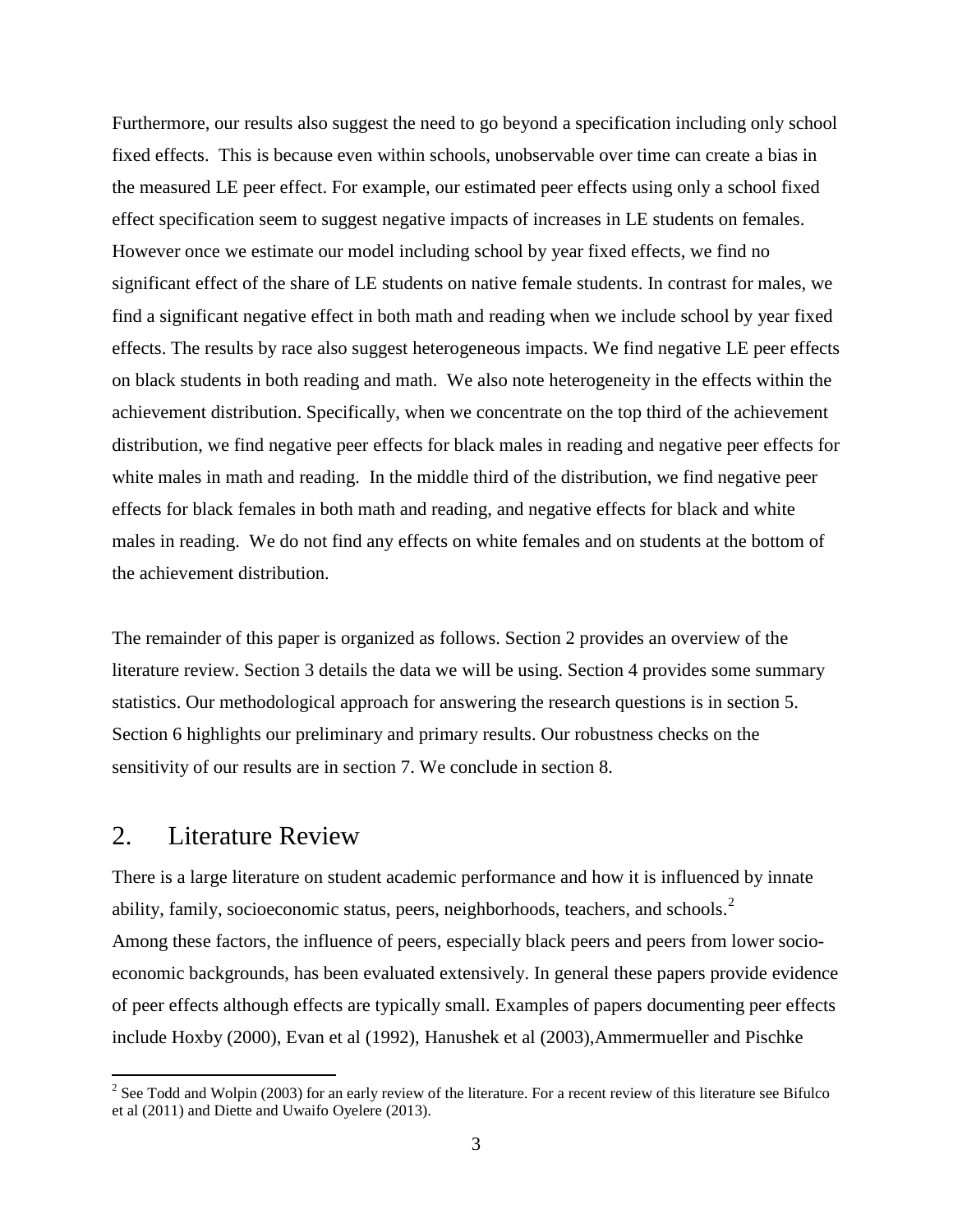Furthermore, our results also suggest the need to go beyond a specification including only school fixed effects. This is because even within schools, unobservable over time can create a bias in the measured LE peer effect. For example, our estimated peer effects using only a school fixed effect specification seem to suggest negative impacts of increases in LE students on females. However once we estimate our model including school by year fixed effects, we find no significant effect of the share of LE students on native female students. In contrast for males, we find a significant negative effect in both math and reading when we include school by year fixed effects. The results by race also suggest heterogeneous impacts. We find negative LE peer effects on black students in both reading and math. We also note heterogeneity in the effects within the achievement distribution. Specifically, when we concentrate on the top third of the achievement distribution, we find negative peer effects for black males in reading and negative peer effects for white males in math and reading. In the middle third of the distribution, we find negative peer effects for black females in both math and reading, and negative effects for black and white males in reading. We do not find any effects on white females and on students at the bottom of the achievement distribution.

The remainder of this paper is organized as follows. Section 2 provides an overview of the literature review. Section 3 details the data we will be using. Section 4 provides some summary statistics. Our methodological approach for answering the research questions is in section 5. Section 6 highlights our preliminary and primary results. Our robustness checks on the sensitivity of our results are in section 7. We conclude in section 8.

## 2. Literature Review

There is a large literature on student academic performance and how it is influenced by innate ability, family, socioeconomic status, peers, neighborhoods, teachers, and schools.[2]
Among these factors, the influence of peers, especially black peers and peers from lower socio-economic backgrounds, has been evaluated extensively. In general these papers provide evidence of peer effects although effects are typically small. Examples of papers documenting peer effects include Hoxby (2000), Evan et al (1992), Hanushek et al (2003),Ammermueller and Pischke

[2] See Todd and Wolpin (2003) for an early review of the literature. For a recent review of this literature see Bifulco et al (2011) and Diette and Uwaifo Oyelere (2013).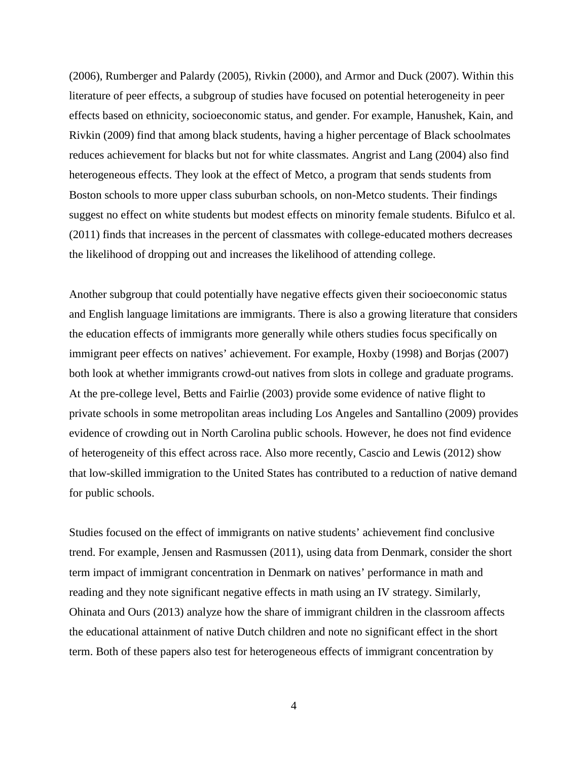(2006), Rumberger and Palardy (2005), Rivkin (2000), and Armor and Duck (2007). Within this literature of peer effects, a subgroup of studies have focused on potential heterogeneity in peer effects based on ethnicity, socioeconomic status, and gender. For example, Hanushek, Kain, and Rivkin (2009) find that among black students, having a higher percentage of Black schoolmates reduces achievement for blacks but not for white classmates. Angrist and Lang (2004) also find heterogeneous effects. They look at the effect of Metco, a program that sends students from Boston schools to more upper class suburban schools, on non-Metco students. Their findings suggest no effect on white students but modest effects on minority female students. Bifulco et al. (2011) finds that increases in the percent of classmates with college-educated mothers decreases the likelihood of dropping out and increases the likelihood of attending college.

Another subgroup that could potentially have negative effects given their socioeconomic status and English language limitations are immigrants. There is also a growing literature that considers the education effects of immigrants more generally while others studies focus specifically on immigrant peer effects on natives' achievement. For example, Hoxby (1998) and Borjas (2007) both look at whether immigrants crowd-out natives from slots in college and graduate programs. At the pre-college level, Betts and Fairlie (2003) provide some evidence of native flight to private schools in some metropolitan areas including Los Angeles and Santallino (2009) provides evidence of crowding out in North Carolina public schools. However, he does not find evidence of heterogeneity of this effect across race. Also more recently, Cascio and Lewis (2012) show that low-skilled immigration to the United States has contributed to a reduction of native demand for public schools.

Studies focused on the effect of immigrants on native students' achievement find conclusive trend. For example, Jensen and Rasmussen (2011), using data from Denmark, consider the short term impact of immigrant concentration in Denmark on natives' performance in math and reading and they note significant negative effects in math using an IV strategy. Similarly, Ohinata and Ours (2013) analyze how the share of immigrant children in the classroom affects the educational attainment of native Dutch children and note no significant effect in the short term. Both of these papers also test for heterogeneous effects of immigrant concentration by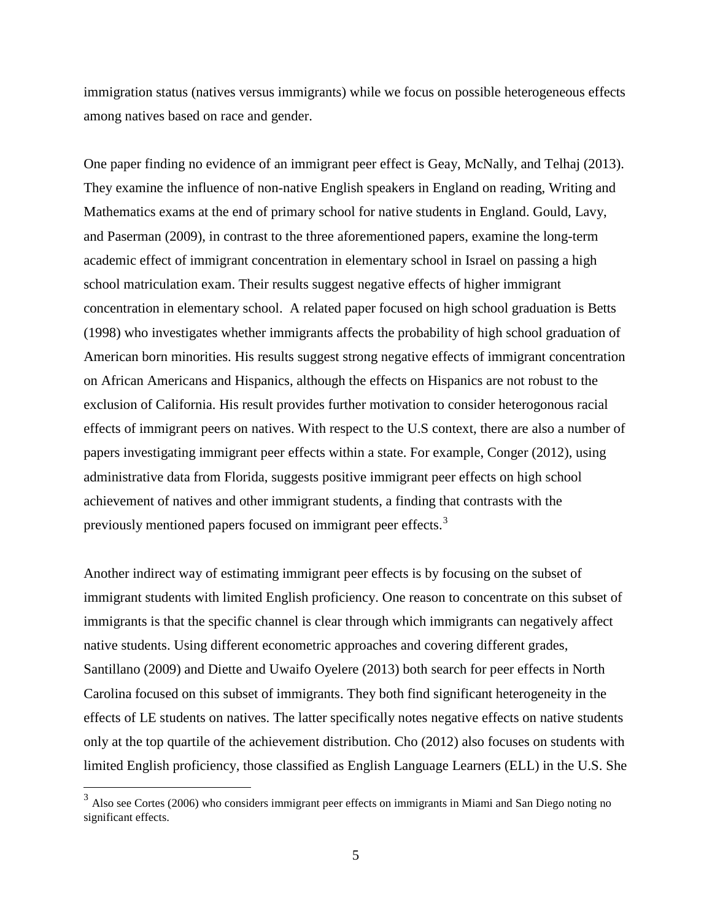immigration status (natives versus immigrants) while we focus on possible heterogeneous effects among natives based on race and gender.

One paper finding no evidence of an immigrant peer effect is Geay, McNally, and Telhaj (2013). They examine the influence of non-native English speakers in England on reading, Writing and Mathematics exams at the end of primary school for native students in England. Gould, Lavy, and Paserman (2009), in contrast to the three aforementioned papers, examine the long-term academic effect of immigrant concentration in elementary school in Israel on passing a high school matriculation exam. Their results suggest negative effects of higher immigrant concentration in elementary school. A related paper focused on high school graduation is Betts (1998) who investigates whether immigrants affects the probability of high school graduation of American born minorities. His results suggest strong negative effects of immigrant concentration on African Americans and Hispanics, although the effects on Hispanics are not robust to the exclusion of California. His result provides further motivation to consider heterogonous racial effects of immigrant peers on natives. With respect to the U.S context, there are also a number of papers investigating immigrant peer effects within a state. For example, Conger (2012), using administrative data from Florida, suggests positive immigrant peer effects on high school achievement of natives and other immigrant students, a finding that contrasts with the previously mentioned papers focused on immigrant peer effects.[3]

Another indirect way of estimating immigrant peer effects is by focusing on the subset of immigrant students with limited English proficiency. One reason to concentrate on this subset of immigrants is that the specific channel is clear through which immigrants can negatively affect native students. Using different econometric approaches and covering different grades, Santillano (2009) and Diette and Uwaifo Oyelere (2013) both search for peer effects in North Carolina focused on this subset of immigrants. They both find significant heterogeneity in the effects of LE students on natives. The latter specifically notes negative effects on native students only at the top quartile of the achievement distribution. Cho (2012) also focuses on students with limited English proficiency, those classified as English Language Learners (ELL) in the U.S. She

[3] Also see Cortes (2006) who considers immigrant peer effects on immigrants in Miami and San Diego noting no significant effects.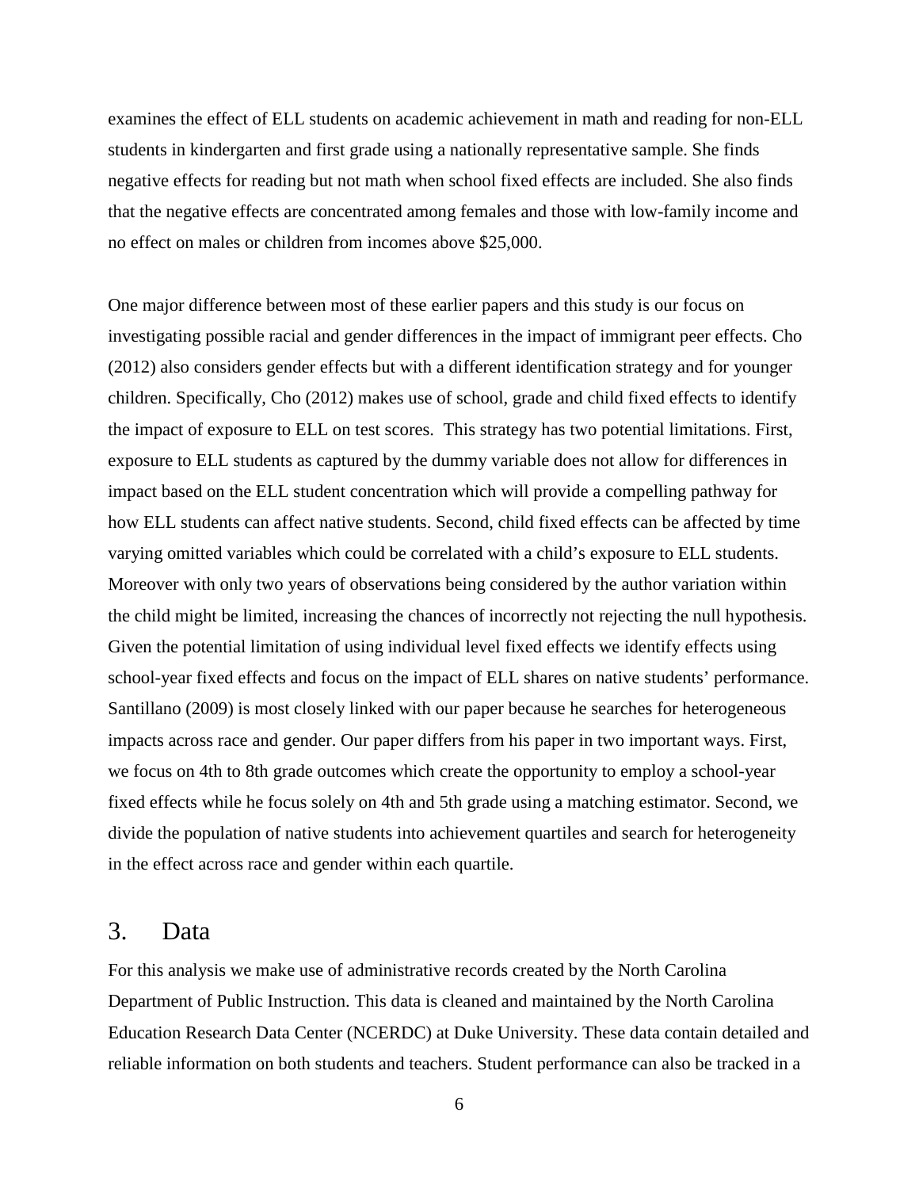examines the effect of ELL students on academic achievement in math and reading for non-ELL students in kindergarten and first grade using a nationally representative sample. She finds negative effects for reading but not math when school fixed effects are included. She also finds that the negative effects are concentrated among females and those with low-family income and no effect on males or children from incomes above $25,000.

One major difference between most of these earlier papers and this study is our focus on investigating possible racial and gender differences in the impact of immigrant peer effects. Cho (2012) also considers gender effects but with a different identification strategy and for younger children. Specifically, Cho (2012) makes use of school, grade and child fixed effects to identify the impact of exposure to ELL on test scores. This strategy has two potential limitations. First, exposure to ELL students as captured by the dummy variable does not allow for differences in impact based on the ELL student concentration which will provide a compelling pathway for how ELL students can affect native students. Second, child fixed effects can be affected by time varying omitted variables which could be correlated with a child's exposure to ELL students. Moreover with only two years of observations being considered by the author variation within the child might be limited, increasing the chances of incorrectly not rejecting the null hypothesis. Given the potential limitation of using individual level fixed effects we identify effects using school-year fixed effects and focus on the impact of ELL shares on native students' performance. Santillano (2009) is most closely linked with our paper because he searches for heterogeneous impacts across race and gender. Our paper differs from his paper in two important ways. First, we focus on 4th to 8th grade outcomes which create the opportunity to employ a school-year fixed effects while he focus solely on 4th and 5th grade using a matching estimator. Second, we divide the population of native students into achievement quartiles and search for heterogeneity in the effect across race and gender within each quartile.

# 3. Data

For this analysis we make use of administrative records created by the North Carolina Department of Public Instruction. This data is cleaned and maintained by the North Carolina Education Research Data Center (NCERDC) at Duke University. These data contain detailed and reliable information on both students and teachers. Student performance can also be tracked in a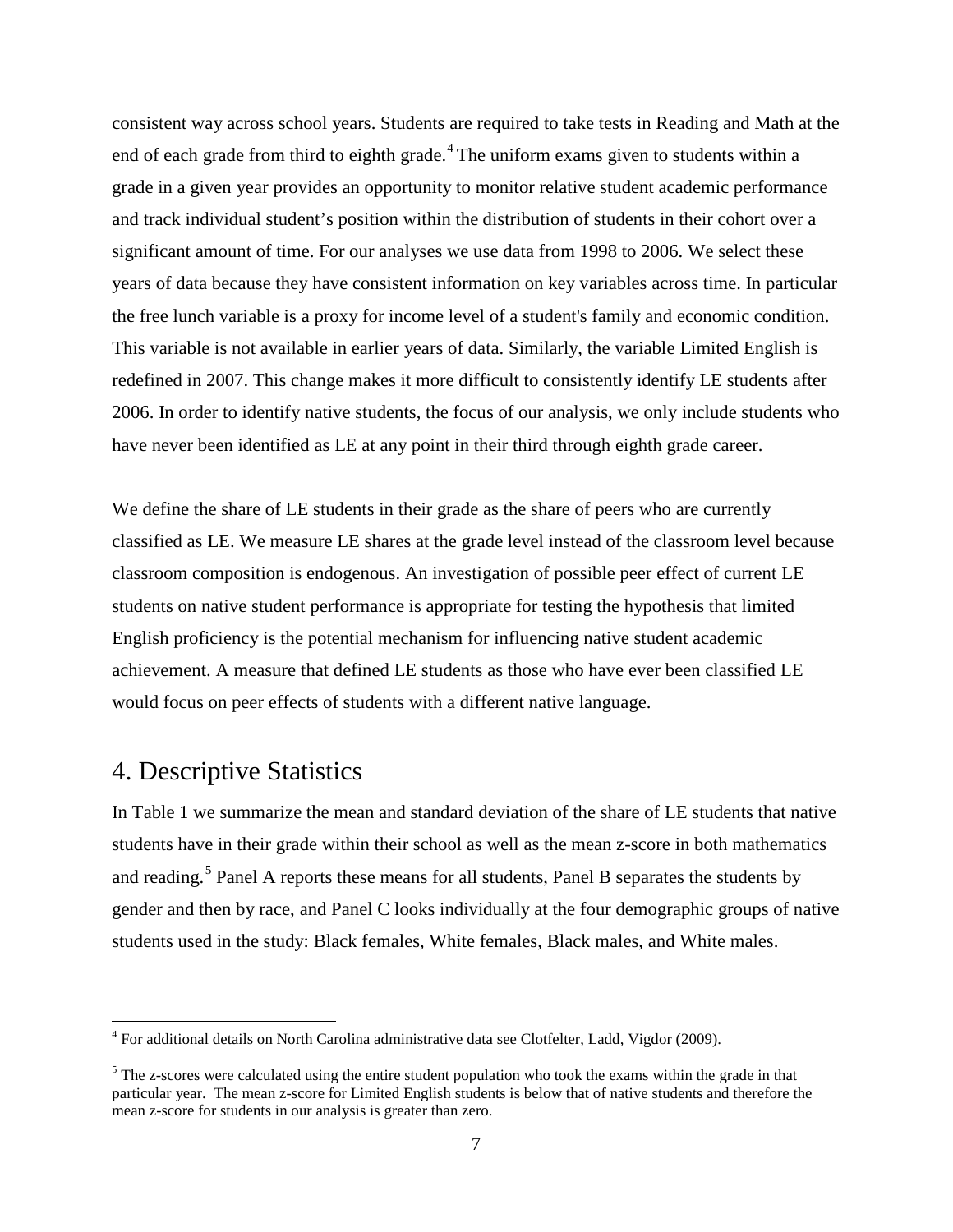consistent way across school years. Students are required to take tests in Reading and Math at the end of each grade from third to eighth grade.[4] The uniform exams given to students within a grade in a given year provides an opportunity to monitor relative student academic performance and track individual student's position within the distribution of students in their cohort over a significant amount of time. For our analyses we use data from 1998 to 2006. We select these years of data because they have consistent information on key variables across time. In particular the free lunch variable is a proxy for income level of a student's family and economic condition. This variable is not available in earlier years of data. Similarly, the variable Limited English is redefined in 2007. This change makes it more difficult to consistently identify LE students after 2006. In order to identify native students, the focus of our analysis, we only include students who have never been identified as LE at any point in their third through eighth grade career.

We define the share of LE students in their grade as the share of peers who are currently classified as LE. We measure LE shares at the grade level instead of the classroom level because classroom composition is endogenous. An investigation of possible peer effect of current LE students on native student performance is appropriate for testing the hypothesis that limited English proficiency is the potential mechanism for influencing native student academic achievement. A measure that defined LE students as those who have ever been classified LE would focus on peer effects of students with a different native language.

# 4. Descriptive Statistics

In Table 1 we summarize the mean and standard deviation of the share of LE students that native students have in their grade within their school as well as the mean z-score in both mathematics and reading.[5] Panel A reports these means for all students, Panel B separates the students by gender and then by race, and Panel C looks individually at the four demographic groups of native students used in the study: Black females, White females, Black males, and White males.

---

[4] For additional details on North Carolina administrative data see Clotfelter, Ladd, Vigdor (2009).

[5] The z-scores were calculated using the entire student population who took the exams within the grade in that particular year. The mean z-score for Limited English students is below that of native students and therefore the mean z-score for students in our analysis is greater than zero.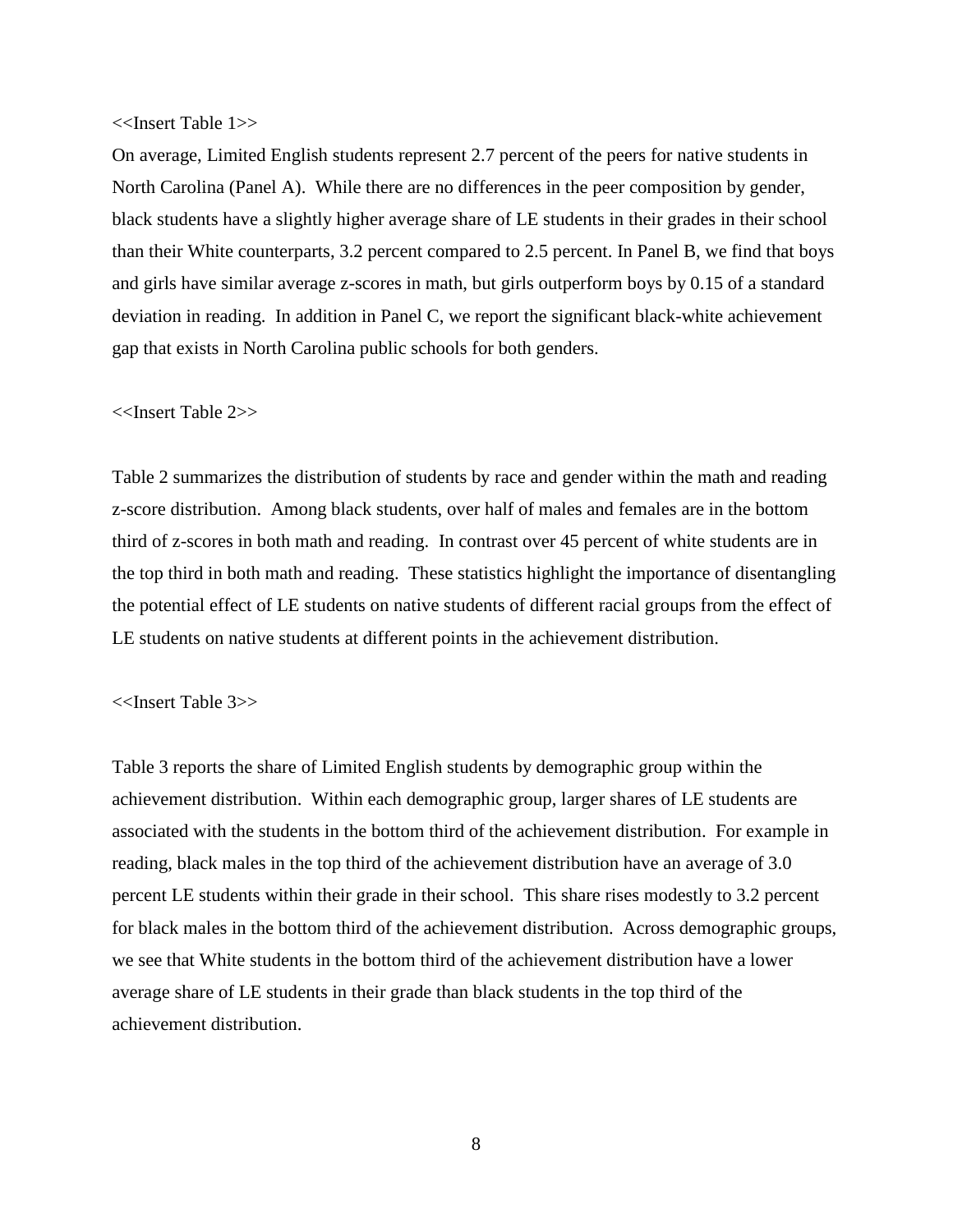<<Insert Table 1>>

On average, Limited English students represent 2.7 percent of the peers for native students in North Carolina (Panel A). While there are no differences in the peer composition by gender, black students have a slightly higher average share of LE students in their grades in their school than their White counterparts, 3.2 percent compared to 2.5 percent. In Panel B, we find that boys and girls have similar average z-scores in math, but girls outperform boys by 0.15 of a standard deviation in reading. In addition in Panel C, we report the significant black-white achievement gap that exists in North Carolina public schools for both genders.

<<Insert Table 2>>

Table 2 summarizes the distribution of students by race and gender within the math and reading z-score distribution. Among black students, over half of males and females are in the bottom third of z-scores in both math and reading. In contrast over 45 percent of white students are in the top third in both math and reading. These statistics highlight the importance of disentangling the potential effect of LE students on native students of different racial groups from the effect of LE students on native students at different points in the achievement distribution.

<<Insert Table 3>>

Table 3 reports the share of Limited English students by demographic group within the achievement distribution. Within each demographic group, larger shares of LE students are associated with the students in the bottom third of the achievement distribution. For example in reading, black males in the top third of the achievement distribution have an average of 3.0 percent LE students within their grade in their school. This share rises modestly to 3.2 percent for black males in the bottom third of the achievement distribution. Across demographic groups, we see that White students in the bottom third of the achievement distribution have a lower average share of LE students in their grade than black students in the top third of the achievement distribution.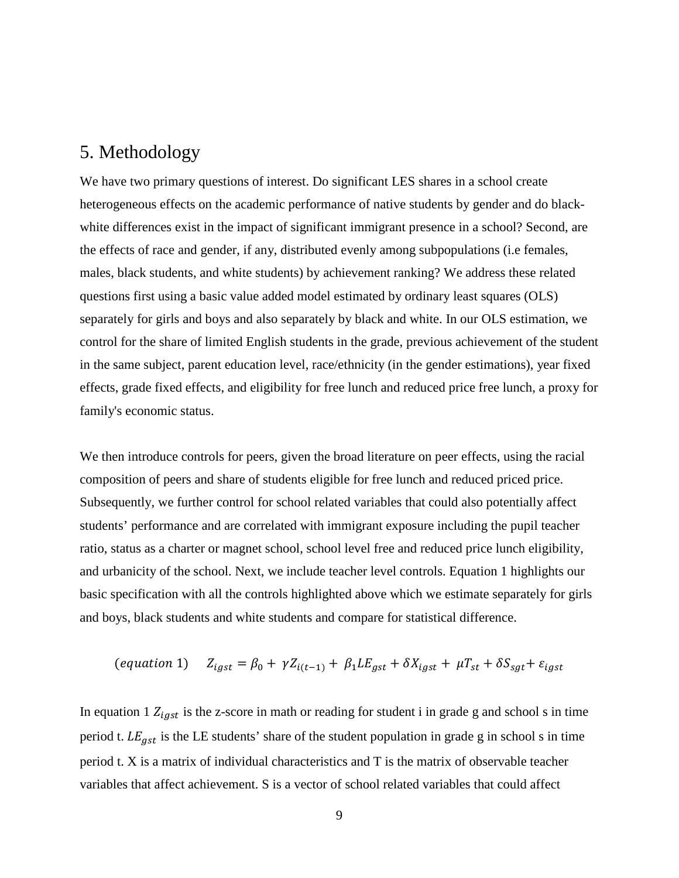## 5. Methodology

We have two primary questions of interest. Do significant LES shares in a school create heterogeneous effects on the academic performance of native students by gender and do black-white differences exist in the impact of significant immigrant presence in a school? Second, are the effects of race and gender, if any, distributed evenly among subpopulations (i.e females, males, black students, and white students) by achievement ranking? We address these related questions first using a basic value added model estimated by ordinary least squares (OLS) separately for girls and boys and also separately by black and white. In our OLS estimation, we control for the share of limited English students in the grade, previous achievement of the student in the same subject, parent education level, race/ethnicity (in the gender estimations), year fixed effects, grade fixed effects, and eligibility for free lunch and reduced price free lunch, a proxy for family's economic status.

We then introduce controls for peers, given the broad literature on peer effects, using the racial composition of peers and share of students eligible for free lunch and reduced priced price. Subsequently, we further control for school related variables that could also potentially affect students' performance and are correlated with immigrant exposure including the pupil teacher ratio, status as a charter or magnet school, school level free and reduced price lunch eligibility, and urbanicity of the school. Next, we include teacher level controls. Equation 1 highlights our basic specification with all the controls highlighted above which we estimate separately for girls and boys, black students and white students and compare for statistical difference.

$$(equation\ 1) \quad Z_{igst} = \beta_0 + \gamma Z_{i(t-1)} + \beta_1 LE_{gst} + \delta X_{igst} + \mu T_{st} + \delta S_{sgt} + \varepsilon_{igst}$$

In equation 1 $Z_{igst}$ is the z-score in math or reading for student i in grade g and school s in time period t. $LE_{gst}$ is the LE students' share of the student population in grade g in school s in time period t. X is a matrix of individual characteristics and T is the matrix of observable teacher variables that affect achievement. S is a vector of school related variables that could affect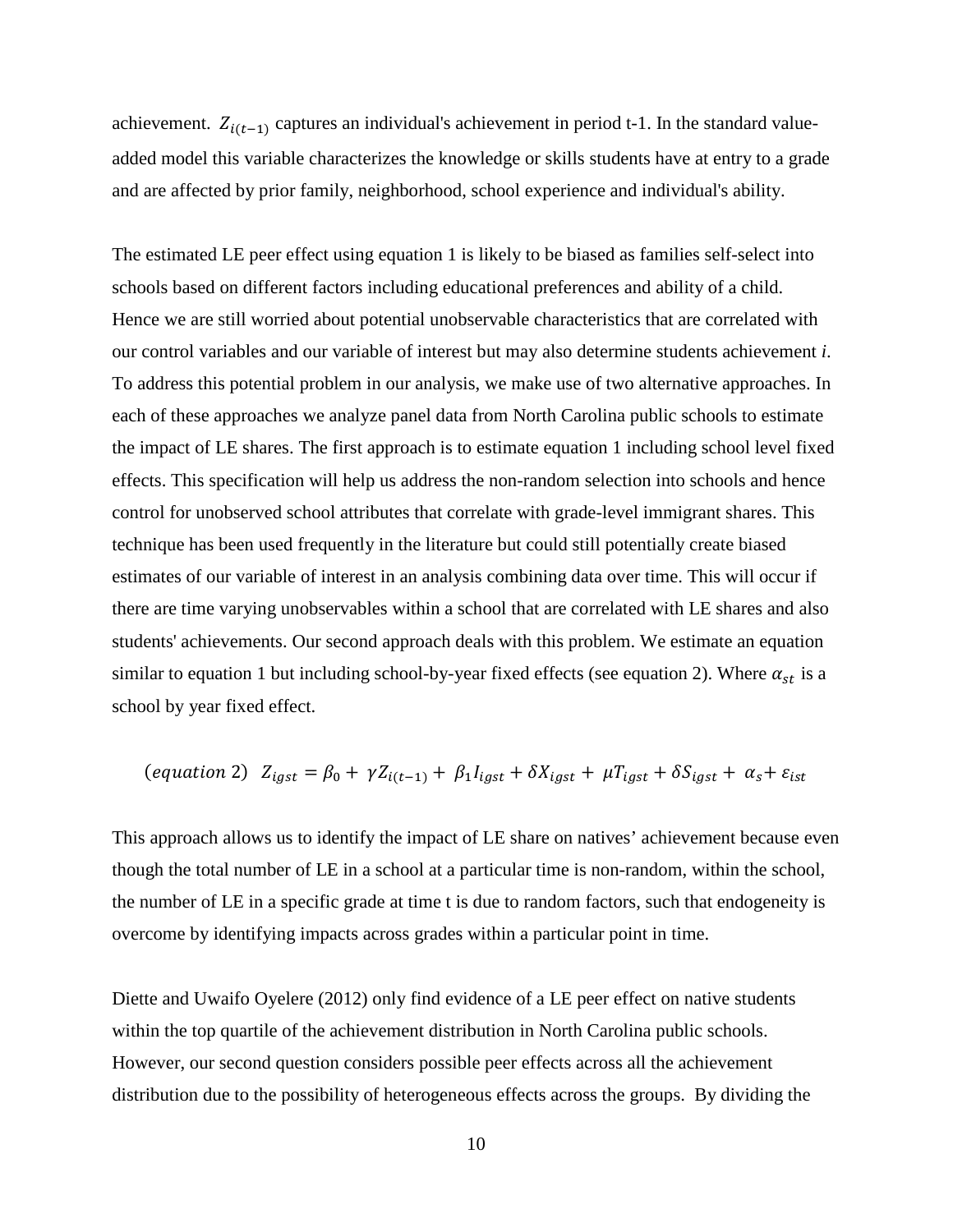achievement. $Z_{i(t-1)}$ captures an individual's achievement in period t-1. In the standard value-added model this variable characterizes the knowledge or skills students have at entry to a grade and are affected by prior family, neighborhood, school experience and individual's ability.

The estimated LE peer effect using equation 1 is likely to be biased as families self-select into schools based on different factors including educational preferences and ability of a child. Hence we are still worried about potential unobservable characteristics that are correlated with our control variables and our variable of interest but may also determine students achievement *i*. To address this potential problem in our analysis, we make use of two alternative approaches. In each of these approaches we analyze panel data from North Carolina public schools to estimate the impact of LE shares. The first approach is to estimate equation 1 including school level fixed effects. This specification will help us address the non-random selection into schools and hence control for unobserved school attributes that correlate with grade-level immigrant shares. This technique has been used frequently in the literature but could still potentially create biased estimates of our variable of interest in an analysis combining data over time. This will occur if there are time varying unobservables within a school that are correlated with LE shares and also students' achievements. Our second approach deals with this problem. We estimate an equation similar to equation 1 but including school-by-year fixed effects (see equation 2). Where $\alpha_{st}$ is a school by year fixed effect.

$$(equation\ 2)\quad Z_{igst} = \beta_0 + \gamma Z_{i(t-1)} + \beta_1 I_{igst} + \delta X_{igst} + \mu T_{igst} + \delta S_{igst} + \alpha_s + \varepsilon_{ist}$$

This approach allows us to identify the impact of LE share on natives' achievement because even though the total number of LE in a school at a particular time is non-random, within the school, the number of LE in a specific grade at time t is due to random factors, such that endogeneity is overcome by identifying impacts across grades within a particular point in time.

Diette and Uwaifo Oyelere (2012) only find evidence of a LE peer effect on native students within the top quartile of the achievement distribution in North Carolina public schools. However, our second question considers possible peer effects across all the achievement distribution due to the possibility of heterogeneous effects across the groups. By dividing the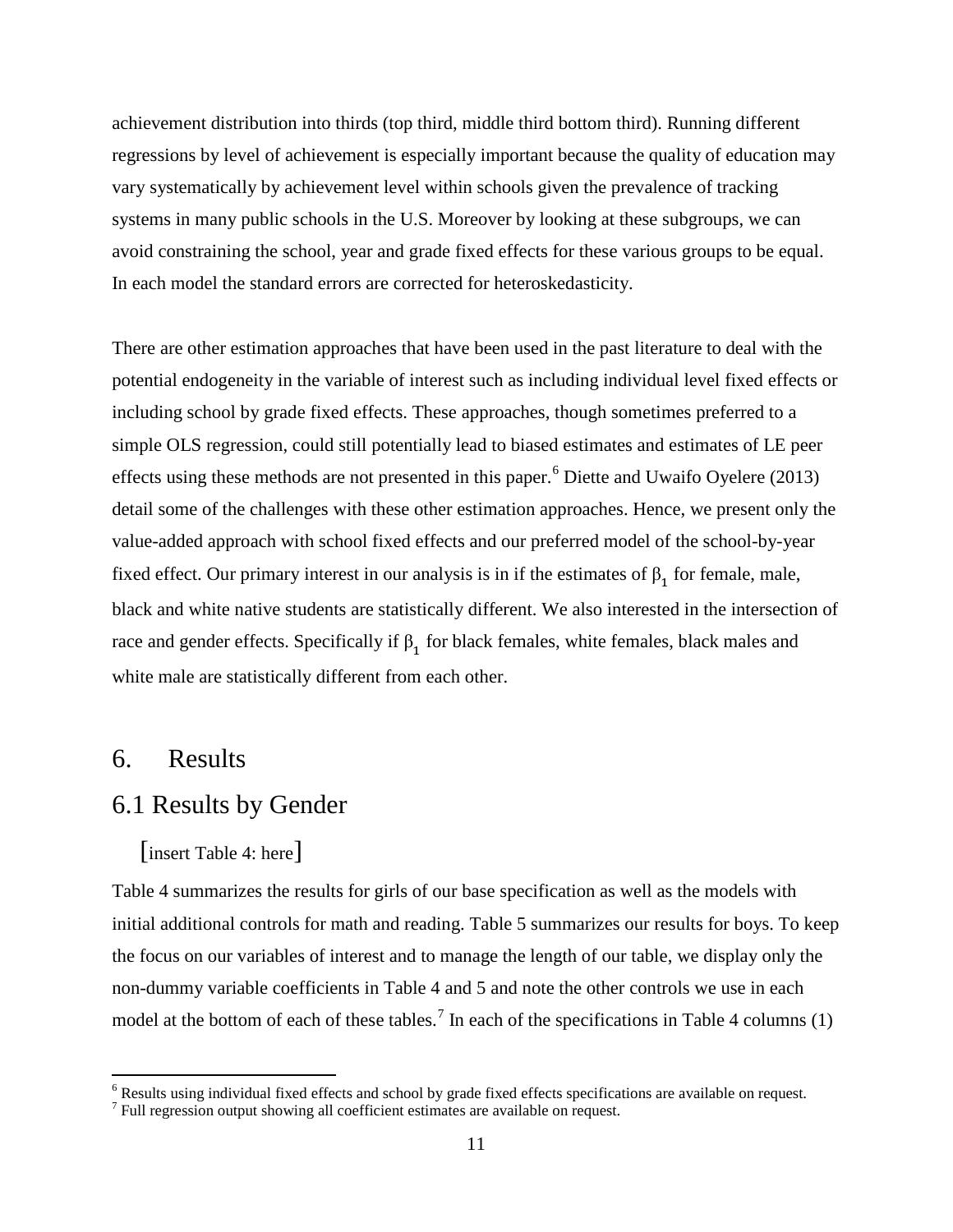achievement distribution into thirds (top third, middle third bottom third). Running different regressions by level of achievement is especially important because the quality of education may vary systematically by achievement level within schools given the prevalence of tracking systems in many public schools in the U.S. Moreover by looking at these subgroups, we can avoid constraining the school, year and grade fixed effects for these various groups to be equal. In each model the standard errors are corrected for heteroskedasticity.

There are other estimation approaches that have been used in the past literature to deal with the potential endogeneity in the variable of interest such as including individual level fixed effects or including school by grade fixed effects. These approaches, though sometimes preferred to a simple OLS regression, could still potentially lead to biased estimates and estimates of LE peer effects using these methods are not presented in this paper.[6] Diette and Uwaifo Oyelere (2013) detail some of the challenges with these other estimation approaches. Hence, we present only the value-added approach with school fixed effects and our preferred model of the school-by-year fixed effect. Our primary interest in our analysis is in if the estimates of $\beta_1$ for female, male, black and white native students are statistically different. We also interested in the intersection of race and gender effects. Specifically if $\beta_1$ for black females, white females, black males and white male are statistically different from each other.

# 6. Results

## 6.1 Results by Gender

[insert Table 4: here]

Table 4 summarizes the results for girls of our base specification as well as the models with initial additional controls for math and reading. Table 5 summarizes our results for boys. To keep the focus on our variables of interest and to manage the length of our table, we display only the non-dummy variable coefficients in Table 4 and 5 and note the other controls we use in each model at the bottom of each of these tables.[7] In each of the specifications in Table 4 columns (1)

[6] Results using individual fixed effects and school by grade fixed effects specifications are available on request.

[7] Full regression output showing all coefficient estimates are available on request.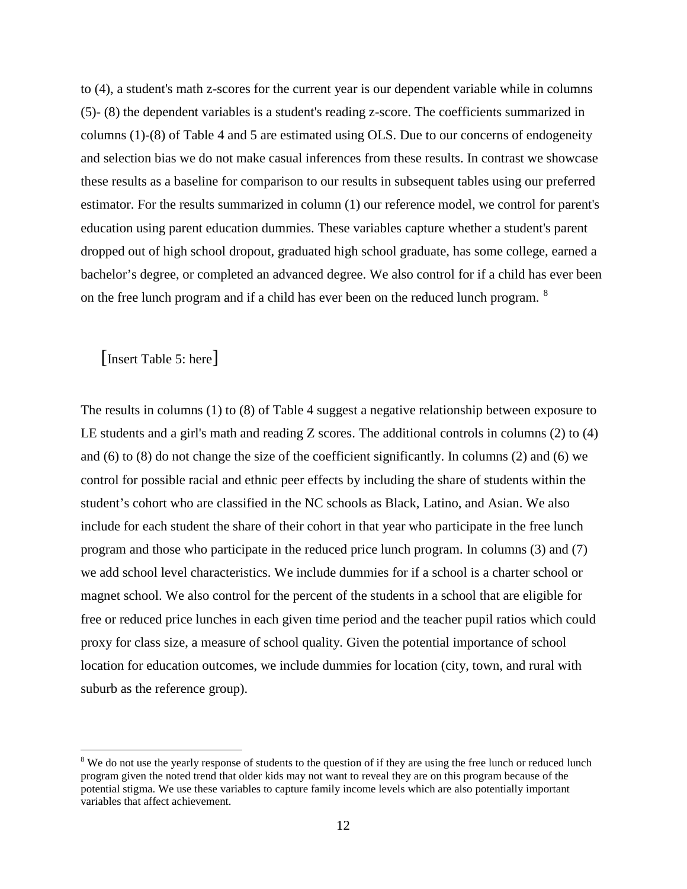to (4), a student's math z-scores for the current year is our dependent variable while in columns (5)- (8) the dependent variables is a student's reading z-score. The coefficients summarized in columns (1)-(8) of Table 4 and 5 are estimated using OLS. Due to our concerns of endogeneity and selection bias we do not make casual inferences from these results. In contrast we showcase these results as a baseline for comparison to our results in subsequent tables using our preferred estimator. For the results summarized in column (1) our reference model, we control for parent's education using parent education dummies. These variables capture whether a student's parent dropped out of high school dropout, graduated high school graduate, has some college, earned a bachelor's degree, or completed an advanced degree. We also control for if a child has ever been on the free lunch program and if a child has ever been on the reduced lunch program. [8]

[Insert Table 5: here]

The results in columns (1) to (8) of Table 4 suggest a negative relationship between exposure to LE students and a girl's math and reading Z scores. The additional controls in columns (2) to (4) and (6) to (8) do not change the size of the coefficient significantly. In columns (2) and (6) we control for possible racial and ethnic peer effects by including the share of students within the student's cohort who are classified in the NC schools as Black, Latino, and Asian. We also include for each student the share of their cohort in that year who participate in the free lunch program and those who participate in the reduced price lunch program. In columns (3) and (7) we add school level characteristics. We include dummies for if a school is a charter school or magnet school. We also control for the percent of the students in a school that are eligible for free or reduced price lunches in each given time period and the teacher pupil ratios which could proxy for class size, a measure of school quality. Given the potential importance of school location for education outcomes, we include dummies for location (city, town, and rural with suburb as the reference group).

[8] We do not use the yearly response of students to the question of if they are using the free lunch or reduced lunch program given the noted trend that older kids may not want to reveal they are on this program because of the potential stigma. We use these variables to capture family income levels which are also potentially important variables that affect achievement.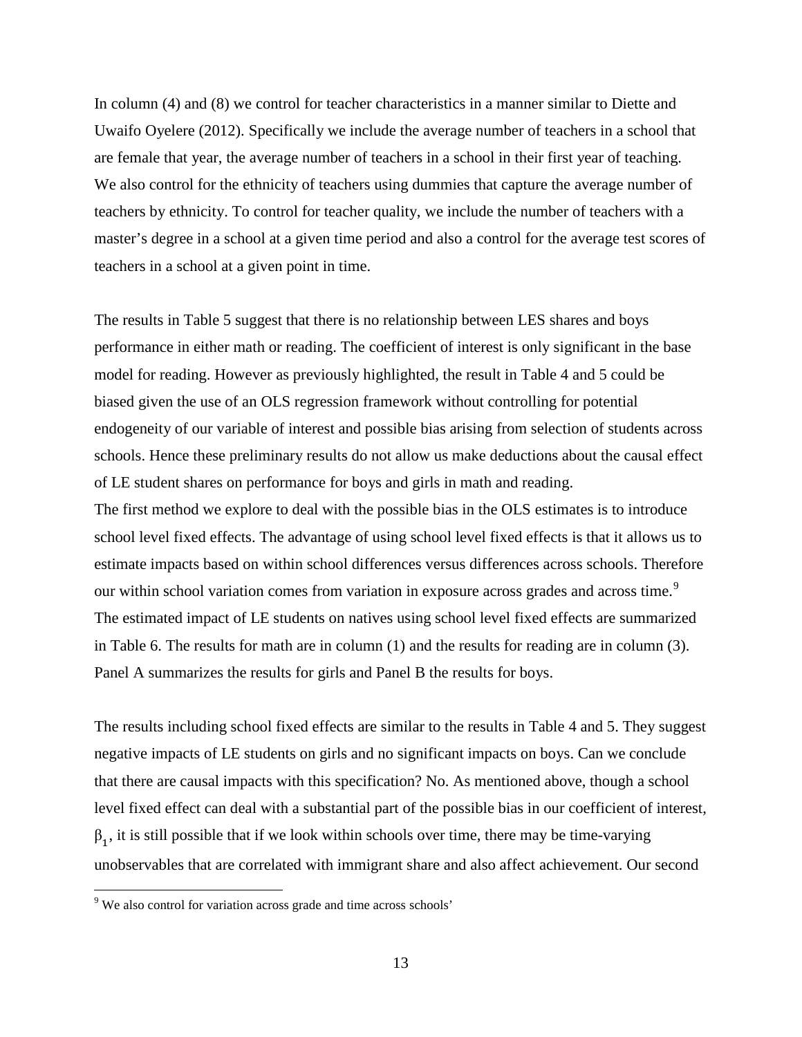In column (4) and (8) we control for teacher characteristics in a manner similar to Diette and Uwaifo Oyelere (2012). Specifically we include the average number of teachers in a school that are female that year, the average number of teachers in a school in their first year of teaching. We also control for the ethnicity of teachers using dummies that capture the average number of teachers by ethnicity. To control for teacher quality, we include the number of teachers with a master's degree in a school at a given time period and also a control for the average test scores of teachers in a school at a given point in time.

The results in Table 5 suggest that there is no relationship between LES shares and boys performance in either math or reading. The coefficient of interest is only significant in the base model for reading. However as previously highlighted, the result in Table 4 and 5 could be biased given the use of an OLS regression framework without controlling for potential endogeneity of our variable of interest and possible bias arising from selection of students across schools. Hence these preliminary results do not allow us make deductions about the causal effect of LE student shares on performance for boys and girls in math and reading.

The first method we explore to deal with the possible bias in the OLS estimates is to introduce school level fixed effects. The advantage of using school level fixed effects is that it allows us to estimate impacts based on within school differences versus differences across schools. Therefore our within school variation comes from variation in exposure across grades and across time.[9] The estimated impact of LE students on natives using school level fixed effects are summarized in Table 6. The results for math are in column (1) and the results for reading are in column (3). Panel A summarizes the results for girls and Panel B the results for boys.

The results including school fixed effects are similar to the results in Table 4 and 5. They suggest negative impacts of LE students on girls and no significant impacts on boys. Can we conclude that there are causal impacts with this specification? No. As mentioned above, though a school level fixed effect can deal with a substantial part of the possible bias in our coefficient of interest, $\beta_1$, it is still possible that if we look within schools over time, there may be time-varying unobservables that are correlated with immigrant share and also affect achievement. Our second

[9] We also control for variation across grade and time across schools'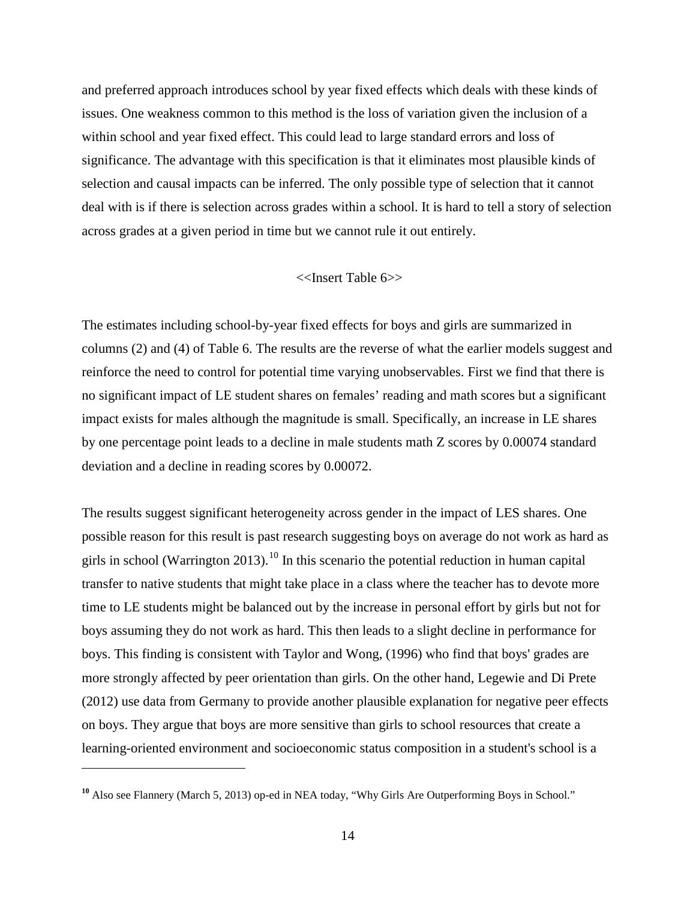and preferred approach introduces school by year fixed effects which deals with these kinds of issues. One weakness common to this method is the loss of variation given the inclusion of a within school and year fixed effect. This could lead to large standard errors and loss of significance. The advantage with this specification is that it eliminates most plausible kinds of selection and causal impacts can be inferred. The only possible type of selection that it cannot deal with is if there is selection across grades within a school. It is hard to tell a story of selection across grades at a given period in time but we cannot rule it out entirely.

<<Insert Table 6>>

The estimates including school-by-year fixed effects for boys and girls are summarized in columns (2) and (4) of Table 6. The results are the reverse of what the earlier models suggest and reinforce the need to control for potential time varying unobservables. First we find that there is no significant impact of LE student shares on females' reading and math scores but a significant impact exists for males although the magnitude is small. Specifically, an increase in LE shares by one percentage point leads to a decline in male students math Z scores by 0.00074 standard deviation and a decline in reading scores by 0.00072.

The results suggest significant heterogeneity across gender in the impact of LES shares. One possible reason for this result is past research suggesting boys on average do not work as hard as girls in school (Warrington 2013).[10] In this scenario the potential reduction in human capital transfer to native students that might take place in a class where the teacher has to devote more time to LE students might be balanced out by the increase in personal effort by girls but not for boys assuming they do not work as hard. This then leads to a slight decline in performance for boys. This finding is consistent with Taylor and Wong, (1996) who find that boys' grades are more strongly affected by peer orientation than girls. On the other hand, Legewie and Di Prete (2012) use data from Germany to provide another plausible explanation for negative peer effects on boys. They argue that boys are more sensitive than girls to school resources that create a learning-oriented environment and socioeconomic status composition in a student's school is a

[10] Also see Flannery (March 5, 2013) op-ed in NEA today, "Why Girls Are Outperforming Boys in School."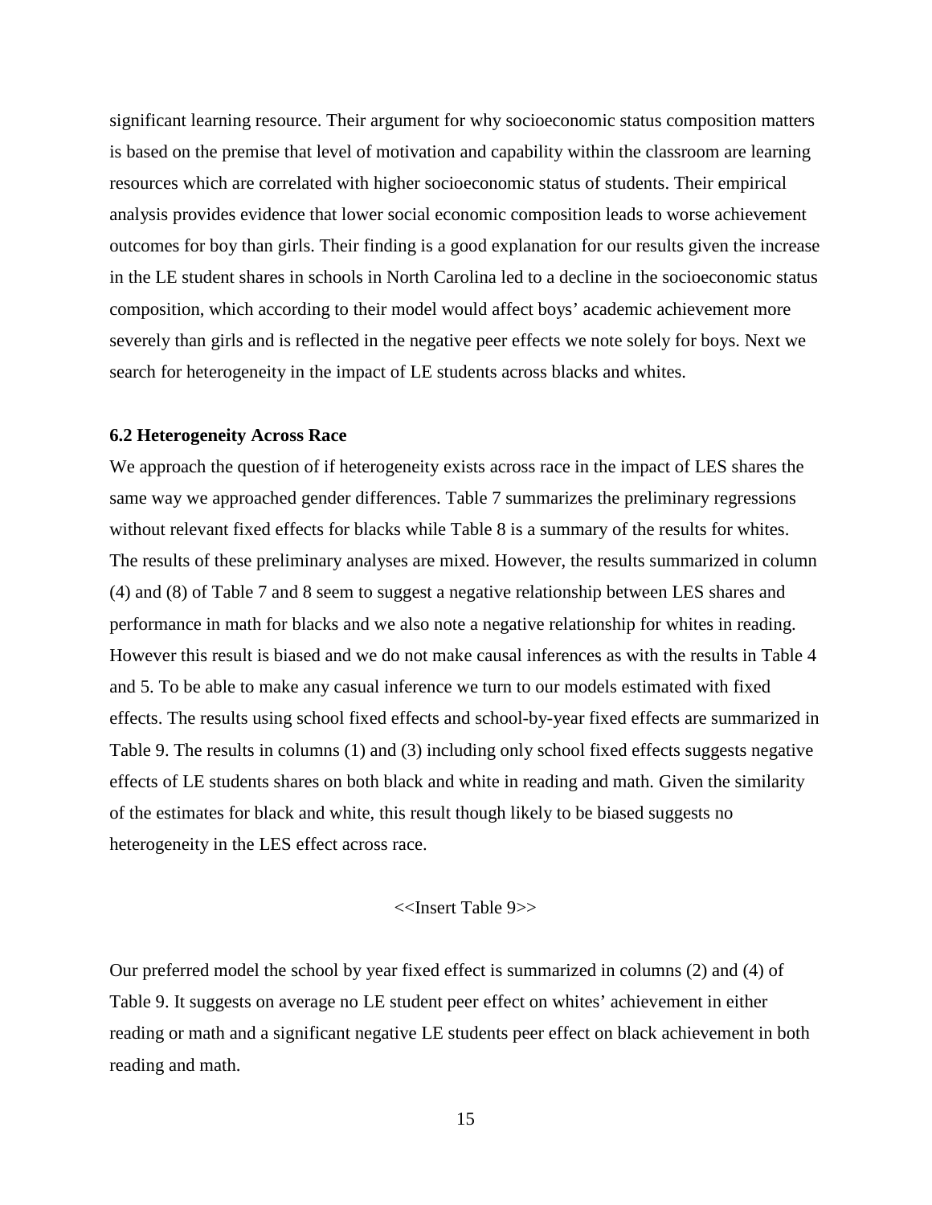significant learning resource. Their argument for why socioeconomic status composition matters is based on the premise that level of motivation and capability within the classroom are learning resources which are correlated with higher socioeconomic status of students. Their empirical analysis provides evidence that lower social economic composition leads to worse achievement outcomes for boy than girls. Their finding is a good explanation for our results given the increase in the LE student shares in schools in North Carolina led to a decline in the socioeconomic status composition, which according to their model would affect boys' academic achievement more severely than girls and is reflected in the negative peer effects we note solely for boys. Next we search for heterogeneity in the impact of LE students across blacks and whites.

### 6.2 Heterogeneity Across Race

We approach the question of if heterogeneity exists across race in the impact of LES shares the same way we approached gender differences. Table 7 summarizes the preliminary regressions without relevant fixed effects for blacks while Table 8 is a summary of the results for whites. The results of these preliminary analyses are mixed. However, the results summarized in column (4) and (8) of Table 7 and 8 seem to suggest a negative relationship between LES shares and performance in math for blacks and we also note a negative relationship for whites in reading. However this result is biased and we do not make causal inferences as with the results in Table 4 and 5. To be able to make any casual inference we turn to our models estimated with fixed effects. The results using school fixed effects and school-by-year fixed effects are summarized in Table 9. The results in columns (1) and (3) including only school fixed effects suggests negative effects of LE students shares on both black and white in reading and math. Given the similarity of the estimates for black and white, this result though likely to be biased suggests no heterogeneity in the LES effect across race.

<<Insert Table 9>>

Our preferred model the school by year fixed effect is summarized in columns (2) and (4) of Table 9. It suggests on average no LE student peer effect on whites' achievement in either reading or math and a significant negative LE students peer effect on black achievement in both reading and math.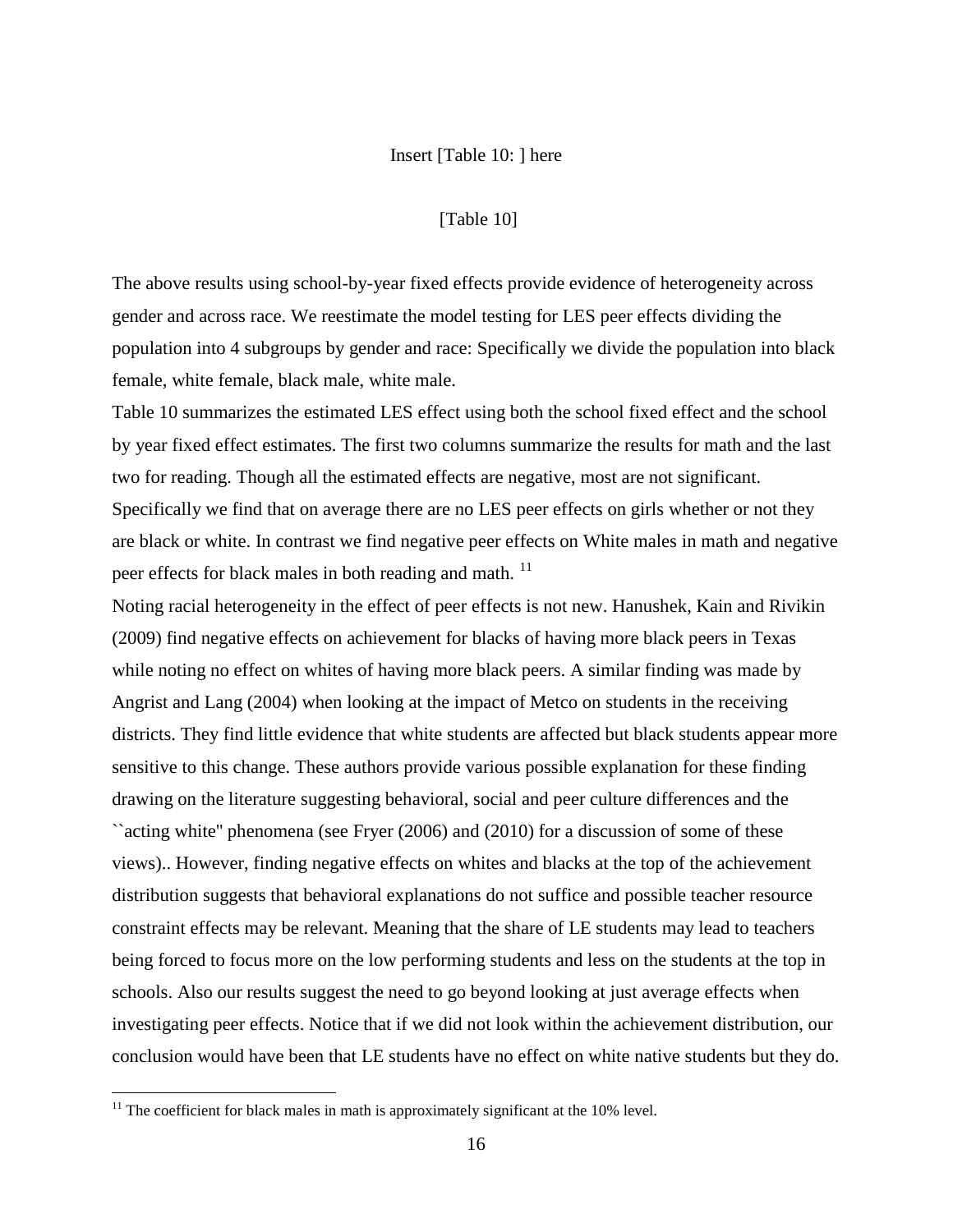Insert [Table 10: ] here

[Table 10]

The above results using school-by-year fixed effects provide evidence of heterogeneity across gender and across race. We reestimate the model testing for LES peer effects dividing the population into 4 subgroups by gender and race: Specifically we divide the population into black female, white female, black male, white male.

Table 10 summarizes the estimated LES effect using both the school fixed effect and the school by year fixed effect estimates. The first two columns summarize the results for math and the last two for reading. Though all the estimated effects are negative, most are not significant. Specifically we find that on average there are no LES peer effects on girls whether or not they are black or white. In contrast we find negative peer effects on White males in math and negative peer effects for black males in both reading and math. [11]

Noting racial heterogeneity in the effect of peer effects is not new. Hanushek, Kain and Rivikin (2009) find negative effects on achievement for blacks of having more black peers in Texas while noting no effect on whites of having more black peers. A similar finding was made by Angrist and Lang (2004) when looking at the impact of Metco on students in the receiving districts. They find little evidence that white students are affected but black students appear more sensitive to this change. These authors provide various possible explanation for these finding drawing on the literature suggesting behavioral, social and peer culture differences and the ``acting white'' phenomena (see Fryer (2006) and (2010) for a discussion of some of these views).. However, finding negative effects on whites and blacks at the top of the achievement distribution suggests that behavioral explanations do not suffice and possible teacher resource constraint effects may be relevant. Meaning that the share of LE students may lead to teachers being forced to focus more on the low performing students and less on the students at the top in schools. Also our results suggest the need to go beyond looking at just average effects when investigating peer effects. Notice that if we did not look within the achievement distribution, our conclusion would have been that LE students have no effect on white native students but they do.

[11] The coefficient for black males in math is approximately significant at the 10% level.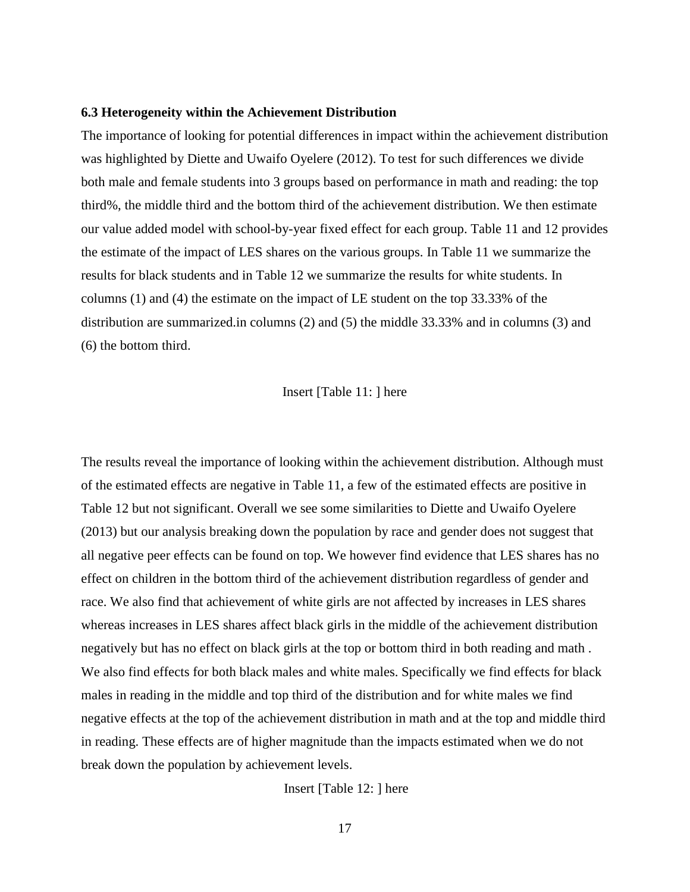### 6.3 Heterogeneity within the Achievement Distribution

The importance of looking for potential differences in impact within the achievement distribution was highlighted by Diette and Uwaifo Oyelere (2012). To test for such differences we divide both male and female students into 3 groups based on performance in math and reading: the top third%, the middle third and the bottom third of the achievement distribution. We then estimate our value added model with school-by-year fixed effect for each group. Table 11 and 12 provides the estimate of the impact of LES shares on the various groups. In Table 11 we summarize the results for black students and in Table 12 we summarize the results for white students. In columns (1) and (4) the estimate on the impact of LE student on the top 33.33% of the distribution are summarized.in columns (2) and (5) the middle 33.33% and in columns (3) and (6) the bottom third.

Insert [Table 11: ] here

The results reveal the importance of looking within the achievement distribution. Although must of the estimated effects are negative in Table 11, a few of the estimated effects are positive in Table 12 but not significant. Overall we see some similarities to Diette and Uwaifo Oyelere (2013) but our analysis breaking down the population by race and gender does not suggest that all negative peer effects can be found on top. We however find evidence that LES shares has no effect on children in the bottom third of the achievement distribution regardless of gender and race. We also find that achievement of white girls are not affected by increases in LES shares whereas increases in LES shares affect black girls in the middle of the achievement distribution negatively but has no effect on black girls at the top or bottom third in both reading and math . We also find effects for both black males and white males. Specifically we find effects for black males in reading in the middle and top third of the distribution and for white males we find negative effects at the top of the achievement distribution in math and at the top and middle third in reading. These effects are of higher magnitude than the impacts estimated when we do not break down the population by achievement levels.

Insert [Table 12: ] here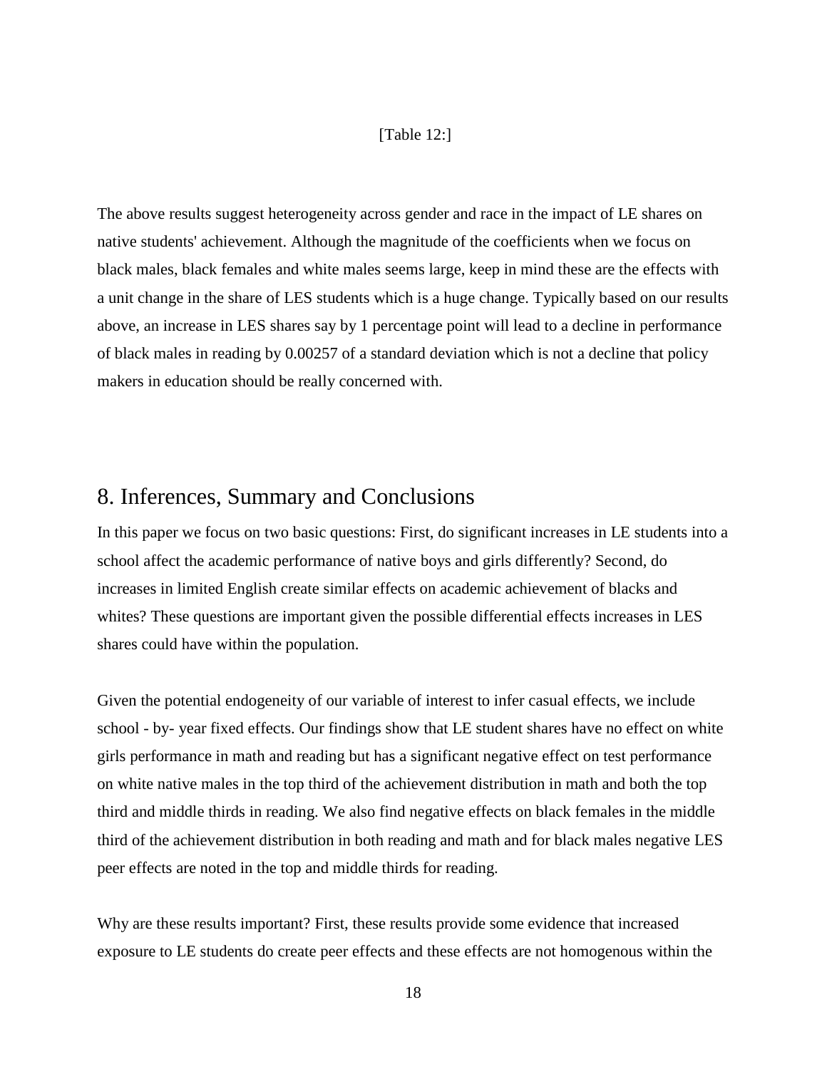[Table 12:]

The above results suggest heterogeneity across gender and race in the impact of LE shares on native students' achievement. Although the magnitude of the coefficients when we focus on black males, black females and white males seems large, keep in mind these are the effects with a unit change in the share of LES students which is a huge change. Typically based on our results above, an increase in LES shares say by 1 percentage point will lead to a decline in performance of black males in reading by 0.00257 of a standard deviation which is not a decline that policy makers in education should be really concerned with.

## 8. Inferences, Summary and Conclusions

In this paper we focus on two basic questions: First, do significant increases in LE students into a school affect the academic performance of native boys and girls differently? Second, do increases in limited English create similar effects on academic achievement of blacks and whites? These questions are important given the possible differential effects increases in LES shares could have within the population.

Given the potential endogeneity of our variable of interest to infer casual effects, we include school - by- year fixed effects. Our findings show that LE student shares have no effect on white girls performance in math and reading but has a significant negative effect on test performance on white native males in the top third of the achievement distribution in math and both the top third and middle thirds in reading. We also find negative effects on black females in the middle third of the achievement distribution in both reading and math and for black males negative LES peer effects are noted in the top and middle thirds for reading.

Why are these results important? First, these results provide some evidence that increased exposure to LE students do create peer effects and these effects are not homogenous within the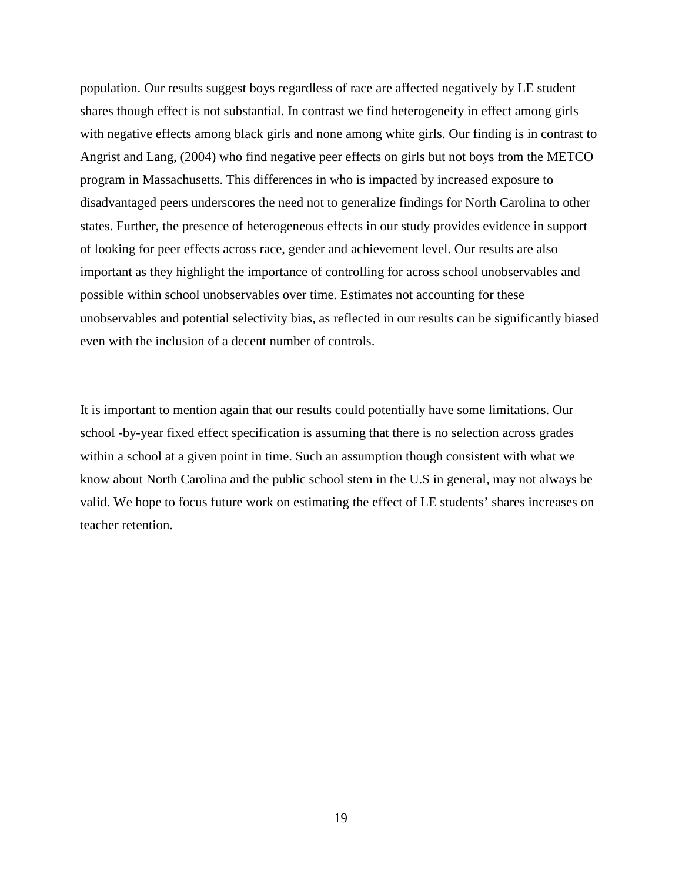population. Our results suggest boys regardless of race are affected negatively by LE student shares though effect is not substantial. In contrast we find heterogeneity in effect among girls with negative effects among black girls and none among white girls. Our finding is in contrast to Angrist and Lang, (2004) who find negative peer effects on girls but not boys from the METCO program in Massachusetts. This differences in who is impacted by increased exposure to disadvantaged peers underscores the need not to generalize findings for North Carolina to other states. Further, the presence of heterogeneous effects in our study provides evidence in support of looking for peer effects across race, gender and achievement level. Our results are also important as they highlight the importance of controlling for across school unobservables and possible within school unobservables over time. Estimates not accounting for these unobservables and potential selectivity bias, as reflected in our results can be significantly biased even with the inclusion of a decent number of controls.

It is important to mention again that our results could potentially have some limitations. Our school -by-year fixed effect specification is assuming that there is no selection across grades within a school at a given point in time. Such an assumption though consistent with what we know about North Carolina and the public school stem in the U.S in general, may not always be valid. We hope to focus future work on estimating the effect of LE students' shares increases on teacher retention.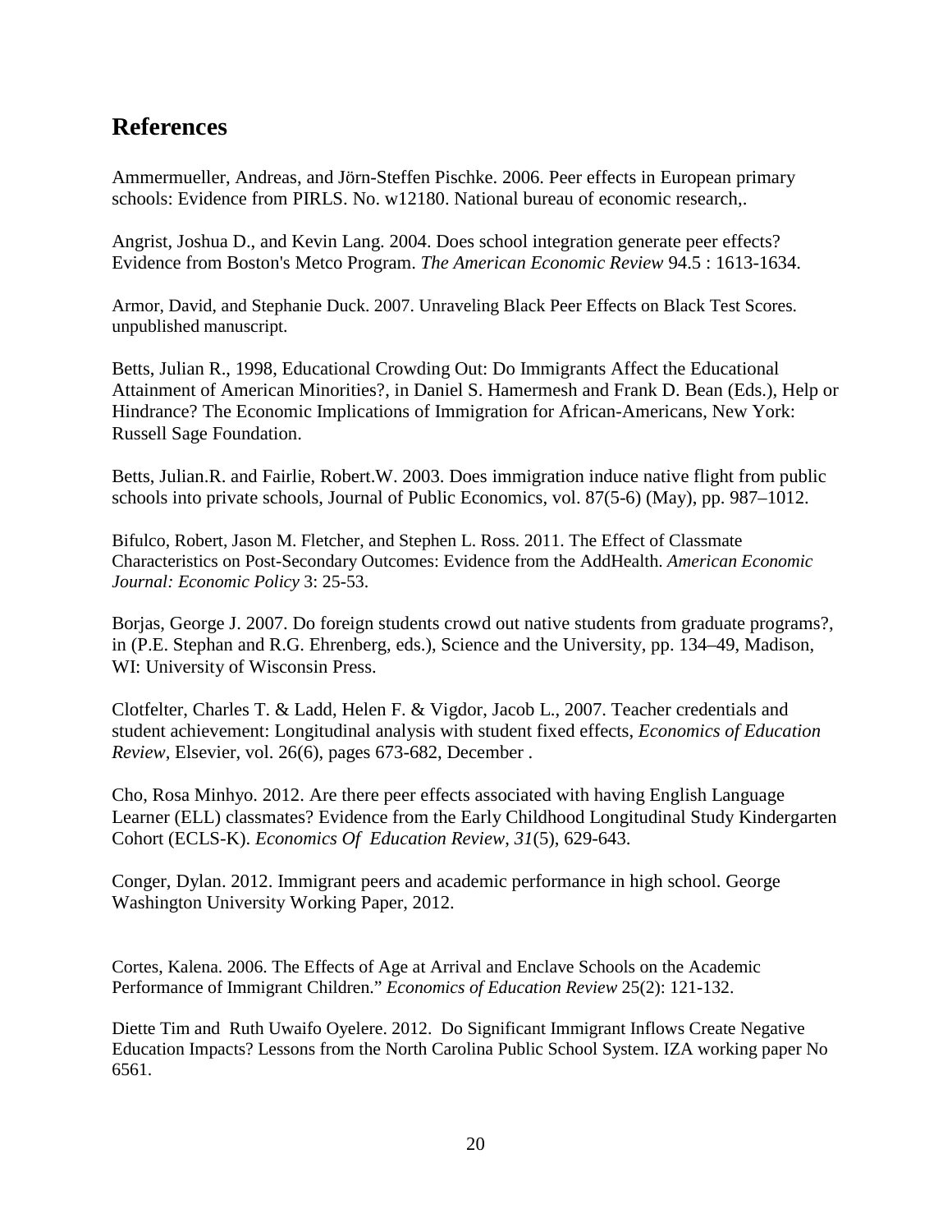## References

Ammermueller, Andreas, and Jörn-Steffen Pischke. 2006. Peer effects in European primary schools: Evidence from PIRLS. No. w12180. National bureau of economic research,.

Angrist, Joshua D., and Kevin Lang. 2004. Does school integration generate peer effects? Evidence from Boston's Metco Program. *The American Economic Review* 94.5 : 1613-1634.

Armor, David, and Stephanie Duck. 2007. Unraveling Black Peer Effects on Black Test Scores. unpublished manuscript.

Betts, Julian R., 1998, Educational Crowding Out: Do Immigrants Affect the Educational Attainment of American Minorities?, in Daniel S. Hamermesh and Frank D. Bean (Eds.), Help or Hindrance? The Economic Implications of Immigration for African-Americans, New York: Russell Sage Foundation.

Betts, Julian.R. and Fairlie, Robert.W. 2003. Does immigration induce native flight from public schools into private schools, Journal of Public Economics, vol. 87(5-6) (May), pp. 987–1012.

Bifulco, Robert, Jason M. Fletcher, and Stephen L. Ross. 2011. The Effect of Classmate Characteristics on Post-Secondary Outcomes: Evidence from the AddHealth. *American Economic Journal: Economic Policy* 3: 25-53.

Borjas, George J. 2007. Do foreign students crowd out native students from graduate programs?, in (P.E. Stephan and R.G. Ehrenberg, eds.), Science and the University, pp. 134–49, Madison, WI: University of Wisconsin Press.

Clotfelter, Charles T. & Ladd, Helen F. & Vigdor, Jacob L., 2007. Teacher credentials and student achievement: Longitudinal analysis with student fixed effects, *Economics of Education Review*, Elsevier, vol. 26(6), pages 673-682, December .

Cho, Rosa Minhyo. 2012. Are there peer effects associated with having English Language Learner (ELL) classmates? Evidence from the Early Childhood Longitudinal Study Kindergarten Cohort (ECLS-K). *Economics Of Education Review*, *31*(5), 629-643.

Conger, Dylan. 2012. Immigrant peers and academic performance in high school. George Washington University Working Paper, 2012.

Cortes, Kalena. 2006. The Effects of Age at Arrival and Enclave Schools on the Academic Performance of Immigrant Children." *Economics of Education Review* 25(2): 121-132.

Diette Tim and Ruth Uwaifo Oyelere. 2012. Do Significant Immigrant Inflows Create Negative Education Impacts? Lessons from the North Carolina Public School System. IZA working paper No 6561.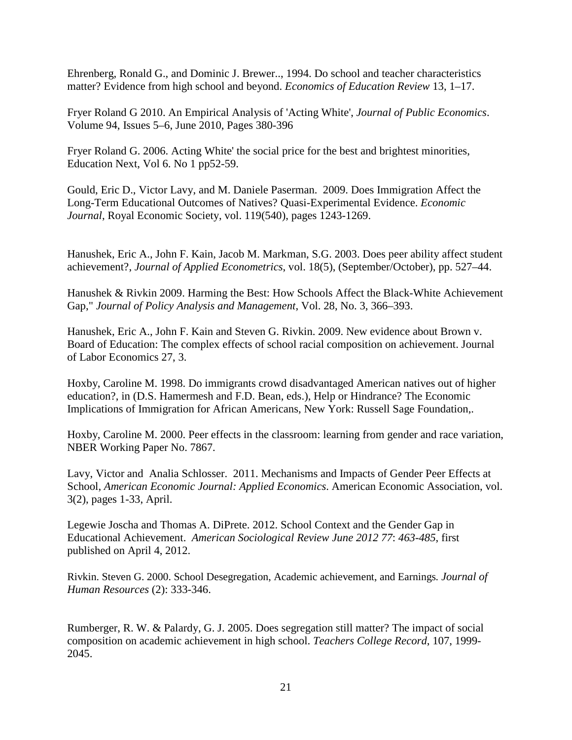Ehrenberg, Ronald G., and Dominic J. Brewer.., 1994. Do school and teacher characteristics matter? Evidence from high school and beyond. *Economics of Education Review* 13, 1–17.

Fryer Roland G 2010. An Empirical Analysis of 'Acting White', *Journal of Public Economics*. Volume 94, Issues 5–6, June 2010, Pages 380-396

Fryer Roland G. 2006. Acting White' the social price for the best and brightest minorities, Education Next, Vol 6. No 1 pp52-59.

Gould, Eric D., Victor Lavy, and M. Daniele Paserman. 2009. Does Immigration Affect the Long-Term Educational Outcomes of Natives? Quasi-Experimental Evidence. *Economic Journal*, Royal Economic Society, vol. 119(540), pages 1243-1269.

Hanushek, Eric A., John F. Kain, Jacob M. Markman, S.G. 2003. Does peer ability affect student achievement?, *Journal of Applied Econometrics*, vol. 18(5), (September/October), pp. 527–44.

Hanushek & Rivkin 2009. Harming the Best: How Schools Affect the Black-White Achievement Gap," *Journal of Policy Analysis and Management*, Vol. 28, No. 3, 366–393.

Hanushek, Eric A., John F. Kain and Steven G. Rivkin. 2009. New evidence about Brown v. Board of Education: The complex effects of school racial composition on achievement. Journal of Labor Economics 27, 3.

Hoxby, Caroline M. 1998. Do immigrants crowd disadvantaged American natives out of higher education?, in (D.S. Hamermesh and F.D. Bean, eds.), Help or Hindrance? The Economic Implications of Immigration for African Americans, New York: Russell Sage Foundation,.

Hoxby, Caroline M. 2000. Peer effects in the classroom: learning from gender and race variation, NBER Working Paper No. 7867.

Lavy, Victor and Analia Schlosser. 2011. Mechanisms and Impacts of Gender Peer Effects at School, *American Economic Journal: Applied Economics*. American Economic Association, vol. 3(2), pages 1-33, April.

Legewie Joscha and Thomas A. DiPrete. 2012. School Context and the Gender Gap in Educational Achievement. *American Sociological Review June 2012 77*: *463-485*, first published on April 4, 2012.

Rivkin. Steven G. 2000. School Desegregation, Academic achievement, and Earnings. *Journal of Human Resources* (2): 333-346.

Rumberger, R. W. & Palardy, G. J. 2005. Does segregation still matter? The impact of social composition on academic achievement in high school. *Teachers College Record*, 107, 1999-2045.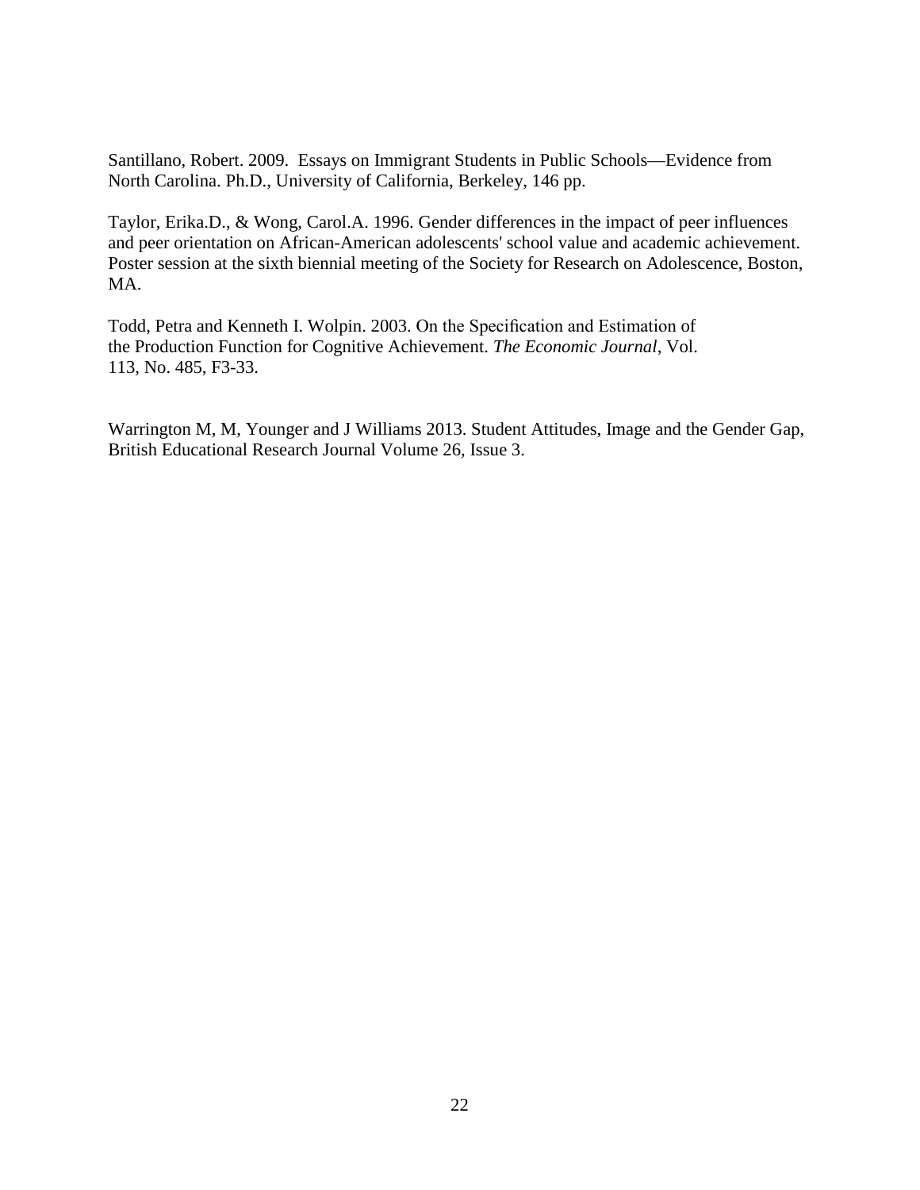Santillano, Robert. 2009. Essays on Immigrant Students in Public Schools—Evidence from North Carolina. Ph.D., University of California, Berkeley, 146 pp.

Taylor, Erika.D., & Wong, Carol.A. 1996. Gender differences in the impact of peer influences and peer orientation on African-American adolescents' school value and academic achievement. Poster session at the sixth biennial meeting of the Society for Research on Adolescence, Boston, MA.

Todd, Petra and Kenneth I. Wolpin. 2003. On the Specification and Estimation of the Production Function for Cognitive Achievement. *The Economic Journal*, Vol. 113, No. 485, F3-33.

Warrington M, M, Younger and J Williams 2013. Student Attitudes, Image and the Gender Gap, British Educational Research Journal Volume 26, Issue 3.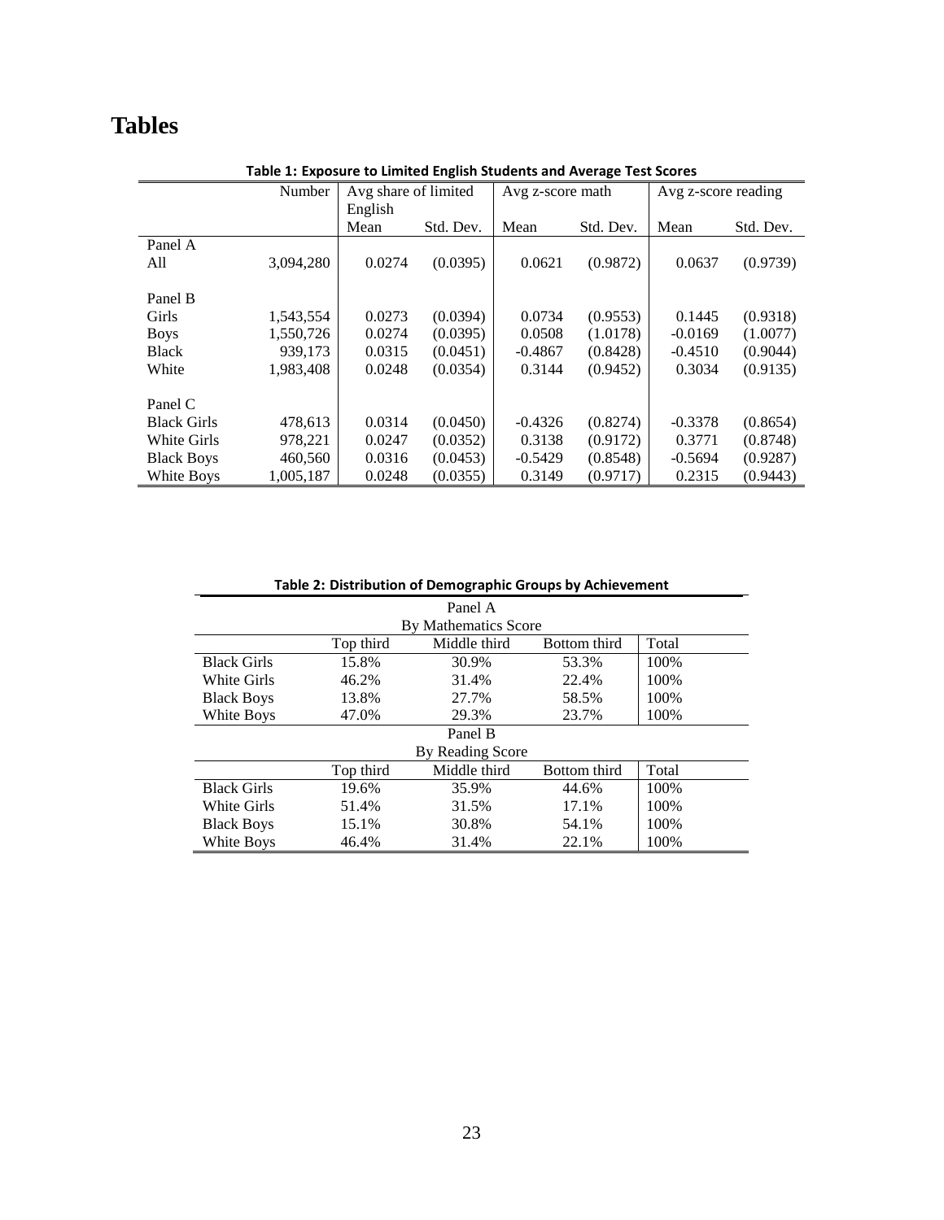# Tables

**Table 1: Exposure to Limited English Students and Average Test Scores**

| | Number | Avg share of limited English | | Avg z-score math | | Avg z-score reading | |
|---|---|---|---|---|---|---|---|
| | | Mean | Std. Dev. | Mean | Std. Dev. | Mean | Std. Dev. |
| Panel A | | | | | | | |
| All | 3,094,280 | 0.0274 | (0.0395) | 0.0621 | (0.9872) | 0.0637 | (0.9739) |
| Panel B | | | | | | | |
| Girls | 1,543,554 | 0.0273 | (0.0394) | 0.0734 | (0.9553) | 0.1445 | (0.9318) |
| Boys | 1,550,726 | 0.0274 | (0.0395) | 0.0508 | (1.0178) | -0.0169 | (1.0077) |
| Black | 939,173 | 0.0315 | (0.0451) | -0.4867 | (0.8428) | -0.4510 | (0.9044) |
| White | 1,983,408 | 0.0248 | (0.0354) | 0.3144 | (0.9452) | 0.3034 | (0.9135) |
| Panel C | | | | | | | |
| Black Girls | 478,613 | 0.0314 | (0.0450) | -0.4326 | (0.8274) | -0.3378 | (0.8654) |
| White Girls | 978,221 | 0.0247 | (0.0352) | 0.3138 | (0.9172) | 0.3771 | (0.8748) |
| Black Boys | 460,560 | 0.0316 | (0.0453) | -0.5429 | (0.8548) | -0.5694 | (0.9287) |
| White Boys | 1,005,187 | 0.0248 | (0.0355) | 0.3149 | (0.9717) | 0.2315 | (0.9443) |

**Table 2: Distribution of Demographic Groups by Achievement**

| Panel A: By Mathematics Score | Top third | Middle third | Bottom third | Total |
|---|---|---|---|---|
| Black Girls | 15.8% | 30.9% | 53.3% | 100% |
| White Girls | 46.2% | 31.4% | 22.4% | 100% |
| Black Boys | 13.8% | 27.7% | 58.5% | 100% |
| White Boys | 47.0% | 29.3% | 23.7% | 100% |

| Panel B: By Reading Score | Top third | Middle third | Bottom third | Total |
|---|---|---|---|---|
| Black Girls | 19.6% | 35.9% | 44.6% | 100% |
| White Girls | 51.4% | 31.5% | 17.1% | 100% |
| Black Boys | 15.1% | 30.8% | 54.1% | 100% |
| White Boys | 46.4% | 31.4% | 22.1% | 100% |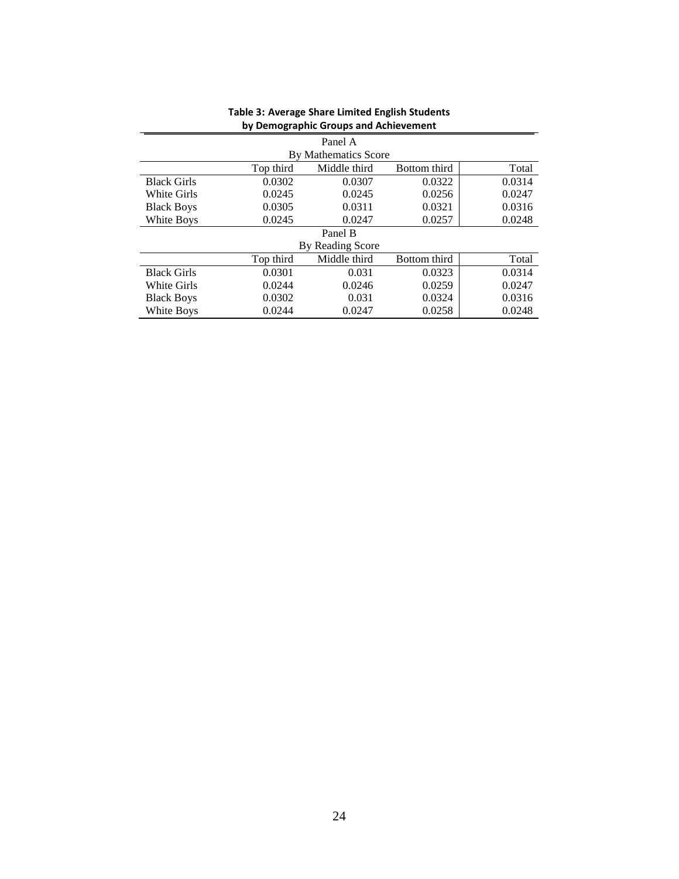**Table 3: Average Share Limited English Students by Demographic Groups and Achievement**

| Panel A | | | | |
|---|---|---|---|---|
| By Mathematics Score | | | | |
| | Top third | Middle third | Bottom third | Total |
| Black Girls | 0.0302 | 0.0307 | 0.0322 | 0.0314 |
| White Girls | 0.0245 | 0.0245 | 0.0256 | 0.0247 |
| Black Boys | 0.0305 | 0.0311 | 0.0321 | 0.0316 |
| White Boys | 0.0245 | 0.0247 | 0.0257 | 0.0248 |
| Panel B | | | | |
| By Reading Score | | | | |
| | Top third | Middle third | Bottom third | Total |
| Black Girls | 0.0301 | 0.031 | 0.0323 | 0.0314 |
| White Girls | 0.0244 | 0.0246 | 0.0259 | 0.0247 |
| Black Boys | 0.0302 | 0.031 | 0.0324 | 0.0316 |
| White Boys | 0.0244 | 0.0247 | 0.0258 | 0.0248 |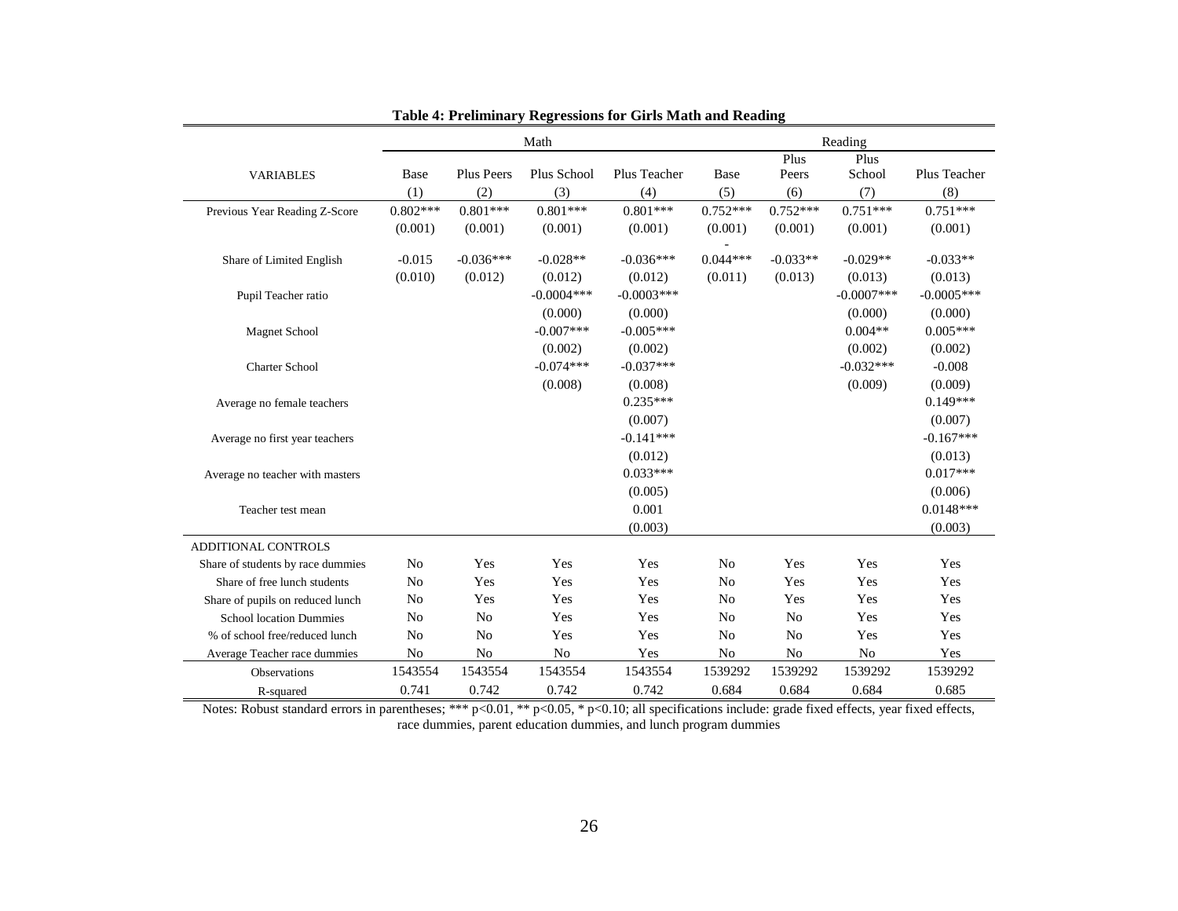**Table 4: Preliminary Regressions for Girls Math and Reading**

| | Math | | | | Reading | | | |
|---|---|---|---|---|---|---|---|---|
| VARIABLES | Base | Plus Peers | Plus School | Plus Teacher | Base | Plus Peers | Plus School | Plus Teacher |
| | (1) | (2) | (3) | (4) | (5) | (6) | (7) | (8) |
| Previous Year Reading Z-Score | 0.802*** | 0.801*** | 0.801*** | 0.801*** | 0.752*** | 0.752*** | 0.751*** | 0.751*** |
| | (0.001) | (0.001) | (0.001) | (0.001) | (0.001) | (0.001) | (0.001) | (0.001) |
| Share of Limited English | -0.015 | -0.036*** | -0.028** | -0.036*** | -0.044*** | -0.033** | -0.029** | -0.033** |
| | (0.010) | (0.012) | (0.012) | (0.012) | (0.011) | (0.013) | (0.013) | (0.013) |
| Pupil Teacher ratio | | | -0.0004*** | -0.0003*** | | | -0.0007*** | -0.0005*** |
| | | | (0.000) | (0.000) | | | (0.000) | (0.000) |
| Magnet School | | | -0.007*** | -0.005*** | | | 0.004** | 0.005*** |
| | | | (0.002) | (0.002) | | | (0.002) | (0.002) |
| Charter School | | | -0.074*** | -0.037*** | | | -0.032*** | -0.008 |
| | | | (0.008) | (0.008) | | | (0.009) | (0.009) |
| Average no female teachers | | | | 0.235*** | | | | 0.149*** |
| | | | | (0.007) | | | | (0.007) |
| Average no first year teachers | | | | -0.141*** | | | | -0.167*** |
| | | | | (0.012) | | | | (0.013) |
| Average no teacher with masters | | | | 0.033*** | | | | 0.017*** |
| | | | | (0.005) | | | | (0.006) |
| Teacher test mean | | | | 0.001 | | | | 0.0148*** |
| | | | | (0.003) | | | | (0.003) |
| ADDITIONAL CONTROLS | | | | | | | | |
| Share of students by race dummies | No | Yes | Yes | Yes | No | Yes | Yes | Yes |
| Share of free lunch students | No | Yes | Yes | Yes | No | Yes | Yes | Yes |
| Share of pupils on reduced lunch | No | Yes | Yes | Yes | No | Yes | Yes | Yes |
| School location Dummies | No | No | Yes | Yes | No | No | Yes | Yes |
| % of school free/reduced lunch | No | No | Yes | Yes | No | No | Yes | Yes |
| Average Teacher race dummies | No | No | No | Yes | No | No | No | Yes |
| Observations | 1543554 | 1543554 | 1543554 | 1543554 | 1539292 | 1539292 | 1539292 | 1539292 |
| R-squared | 0.741 | 0.742 | 0.742 | 0.742 | 0.684 | 0.684 | 0.684 | 0.685 |

Notes: Robust standard errors in parentheses; *** p<0.01, ** p<0.05, * p<0.10; all specifications include: grade fixed effects, year fixed effects, race dummies, parent education dummies, and lunch program dummies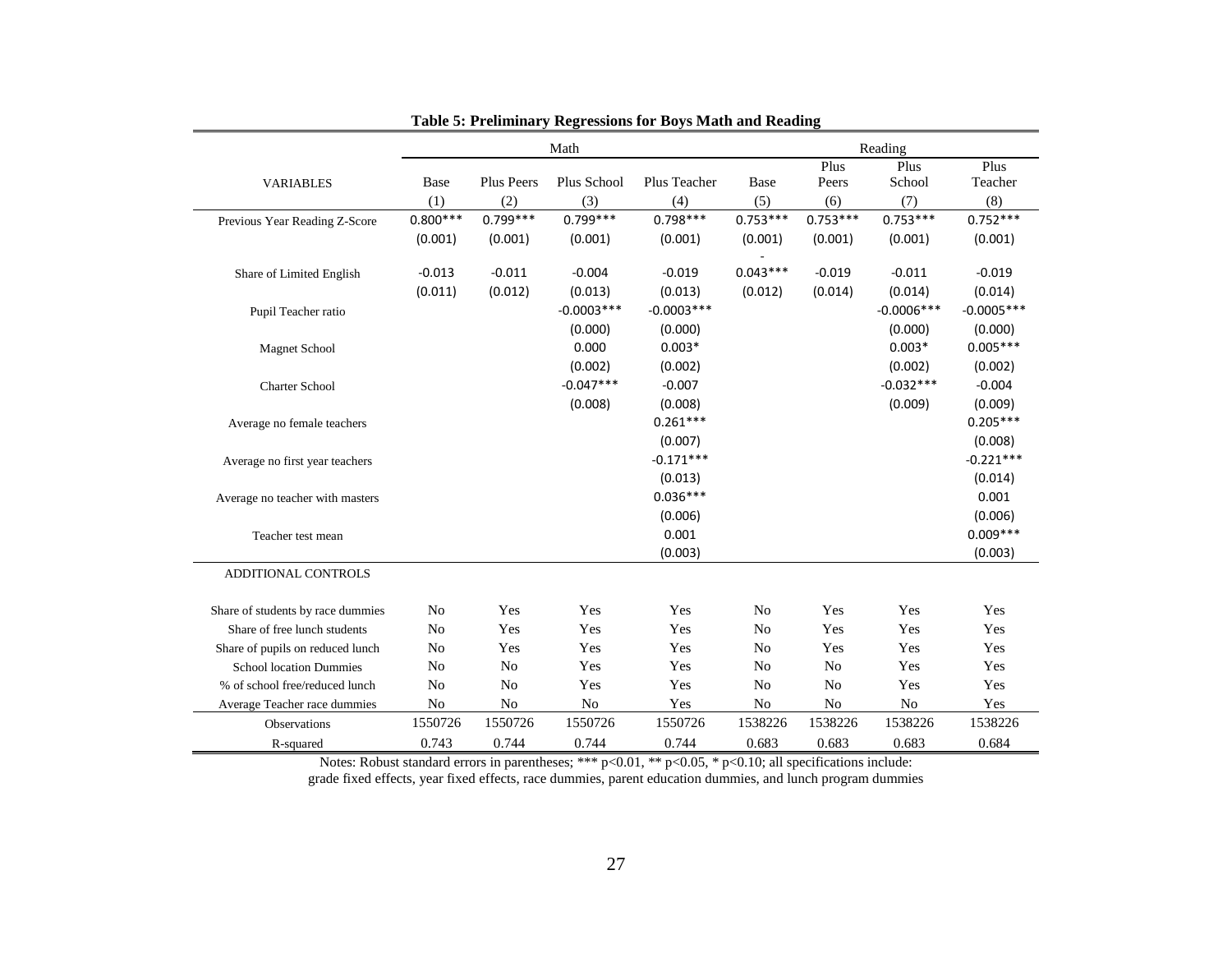**Table 5: Preliminary Regressions for Boys Math and Reading**

| | Math | | | | Reading | | | |
|---|---|---|---|---|---|---|---|---|
| VARIABLES | Base | Plus Peers | Plus School | Plus Teacher | Base | Plus Peers | Plus School | Plus Teacher |
| | (1) | (2) | (3) | (4) | (5) | (6) | (7) | (8) |
| Previous Year Reading Z-Score | 0.800*** | 0.799*** | 0.799*** | 0.798*** | 0.753*** | 0.753*** | 0.753*** | 0.752*** |
| | (0.001) | (0.001) | (0.001) | (0.001) | (0.001) | (0.001) | (0.001) | (0.001) |
| Share of Limited English | -0.013 | -0.011 | -0.004 | -0.019 | -0.043*** | -0.019 | -0.011 | -0.019 |
| | (0.011) | (0.012) | (0.013) | (0.013) | (0.012) | (0.014) | (0.014) | (0.014) |
| Pupil Teacher ratio | | | -0.0003*** | -0.0003*** | | | -0.0006*** | -0.0005*** |
| | | | (0.000) | (0.000) | | | (0.000) | (0.000) |
| Magnet School | | | 0.000 | 0.003* | | | 0.003* | 0.005*** |
| | | | (0.002) | (0.002) | | | (0.002) | (0.002) |
| Charter School | | | -0.047*** | -0.007 | | | -0.032*** | -0.004 |
| | | | (0.008) | (0.008) | | | (0.009) | (0.009) |
| Average no female teachers | | | | 0.261*** | | | | 0.205*** |
| | | | | (0.007) | | | | (0.008) |
| Average no first year teachers | | | | -0.171*** | | | | -0.221*** |
| | | | | (0.013) | | | | (0.014) |
| Average no teacher with masters | | | | 0.036*** | | | | 0.001 |
| | | | | (0.006) | | | | (0.006) |
| Teacher test mean | | | | 0.001 | | | | 0.009*** |
| | | | | (0.003) | | | | (0.003) |
| ADDITIONAL CONTROLS | | | | | | | | |
| Share of students by race dummies | No | Yes | Yes | Yes | No | Yes | Yes | Yes |
| Share of free lunch students | No | Yes | Yes | Yes | No | Yes | Yes | Yes |
| Share of pupils on reduced lunch | No | Yes | Yes | Yes | No | Yes | Yes | Yes |
| School location Dummies | No | No | Yes | Yes | No | No | Yes | Yes |
| % of school free/reduced lunch | No | No | Yes | Yes | No | No | Yes | Yes |
| Average Teacher race dummies | No | No | No | Yes | No | No | No | Yes |
| Observations | 1550726 | 1550726 | 1550726 | 1550726 | 1538226 | 1538226 | 1538226 | 1538226 |
| R-squared | 0.743 | 0.744 | 0.744 | 0.744 | 0.683 | 0.683 | 0.683 | 0.684 |

Notes: Robust standard errors in parentheses; *** p<0.01, ** p<0.05, * p<0.10; all specifications include: grade fixed effects, year fixed effects, race dummies, parent education dummies, and lunch program dummies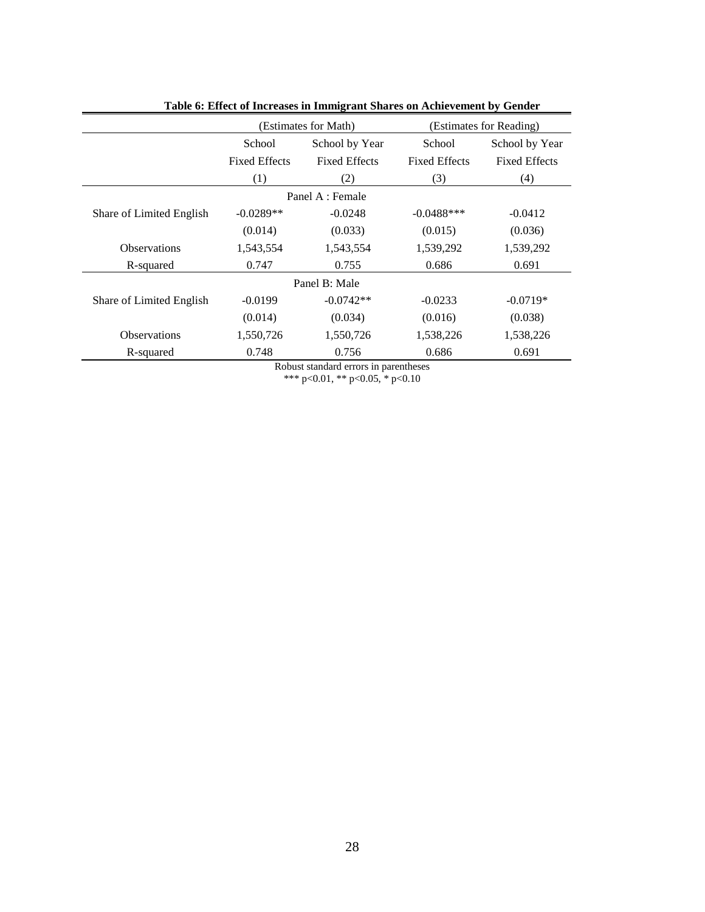**Table 6: Effect of Increases in Immigrant Shares on Achievement by Gender**

| | (Estimates for Math) | | (Estimates for Reading) | |
|---|---|---|---|---|
| | School Fixed Effects | School by Year Fixed Effects | School Fixed Effects | School by Year Fixed Effects |
| | (1) | (2) | (3) | (4) |
| **Panel A : Female** | | | | |
| Share of Limited English | -0.0289** | -0.0248 | -0.0488*** | -0.0412 |
| | (0.014) | (0.033) | (0.015) | (0.036) |
| Observations | 1,543,554 | 1,543,554 | 1,539,292 | 1,539,292 |
| R-squared | 0.747 | 0.755 | 0.686 | 0.691 |
| **Panel B: Male** | | | | |
| Share of Limited English | -0.0199 | -0.0742** | -0.0233 | -0.0719* |
| | (0.014) | (0.034) | (0.016) | (0.038) |
| Observations | 1,550,726 | 1,550,726 | 1,538,226 | 1,538,226 |
| R-squared | 0.748 | 0.756 | 0.686 | 0.691 |

Robust standard errors in parentheses
*** p<0.01, ** p<0.05, * p<0.10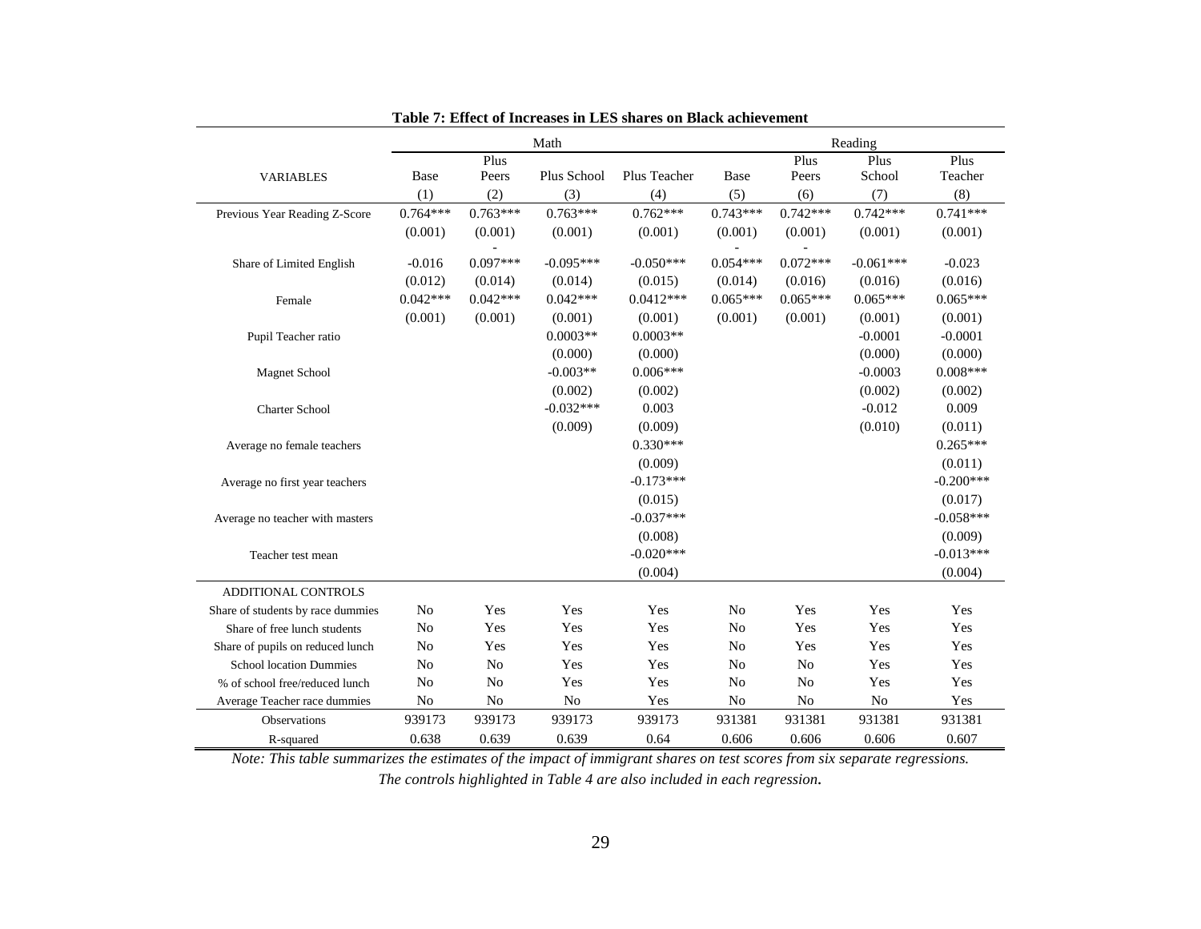**Table 7: Effect of Increases in LES shares on Black achievement**

| | Math | | | | Reading | | | |
|---|---|---|---|---|---|---|---|---|
| VARIABLES | Base | Plus Peers | Plus School | Plus Teacher | Base | Plus Peers | Plus School | Plus Teacher |
| | (1) | (2) | (3) | (4) | (5) | (6) | (7) | (8) |
| Previous Year Reading Z-Score | 0.764*** | 0.763*** | 0.763*** | 0.762*** | 0.743*** | 0.742*** | 0.742*** | 0.741*** |
| | (0.001) | (0.001) | (0.001) | (0.001) | (0.001) | (0.001) | (0.001) | (0.001) |
| Share of Limited English | -0.016 | -0.097*** | -0.095*** | -0.050*** | -0.054*** | -0.072*** | -0.061*** | -0.023 |
| | (0.012) | (0.014) | (0.014) | (0.015) | (0.014) | (0.016) | (0.016) | (0.016) |
| Female | 0.042*** | 0.042*** | 0.042*** | 0.0412*** | 0.065*** | 0.065*** | 0.065*** | 0.065*** |
| | (0.001) | (0.001) | (0.001) | (0.001) | (0.001) | (0.001) | (0.001) | (0.001) |
| Pupil Teacher ratio | | | 0.0003** | 0.0003** | | | -0.0001 | -0.0001 |
| | | | (0.000) | (0.000) | | | (0.000) | (0.000) |
| Magnet School | | | -0.003** | 0.006*** | | | -0.0003 | 0.008*** |
| | | | (0.002) | (0.002) | | | (0.002) | (0.002) |
| Charter School | | | -0.032*** | 0.003 | | | -0.012 | 0.009 |
| | | | (0.009) | (0.009) | | | (0.010) | (0.011) |
| Average no female teachers | | | | 0.330*** | | | | 0.265*** |
| | | | | (0.009) | | | | (0.011) |
| Average no first year teachers | | | | -0.173*** | | | | -0.200*** |
| | | | | (0.015) | | | | (0.017) |
| Average no teacher with masters | | | | -0.037*** | | | | -0.058*** |
| | | | | (0.008) | | | | (0.009) |
| Teacher test mean | | | | -0.020*** | | | | -0.013*** |
| | | | | (0.004) | | | | (0.004) |
| ADDITIONAL CONTROLS | | | | | | | | |
| Share of students by race dummies | No | Yes | Yes | Yes | No | Yes | Yes | Yes |
| Share of free lunch students | No | Yes | Yes | Yes | No | Yes | Yes | Yes |
| Share of pupils on reduced lunch | No | Yes | Yes | Yes | No | Yes | Yes | Yes |
| School location Dummies | No | No | Yes | Yes | No | No | Yes | Yes |
| % of school free/reduced lunch | No | No | Yes | Yes | No | No | Yes | Yes |
| Average Teacher race dummies | No | No | No | Yes | No | No | No | Yes |
| Observations | 939173 | 939173 | 939173 | 939173 | 931381 | 931381 | 931381 | 931381 |
| R-squared | 0.638 | 0.639 | 0.639 | 0.64 | 0.606 | 0.606 | 0.606 | 0.607 |

*Note: This table summarizes the estimates of the impact of immigrant shares on test scores from six separate regressions. The controls highlighted in Table 4 are also included in each regression.*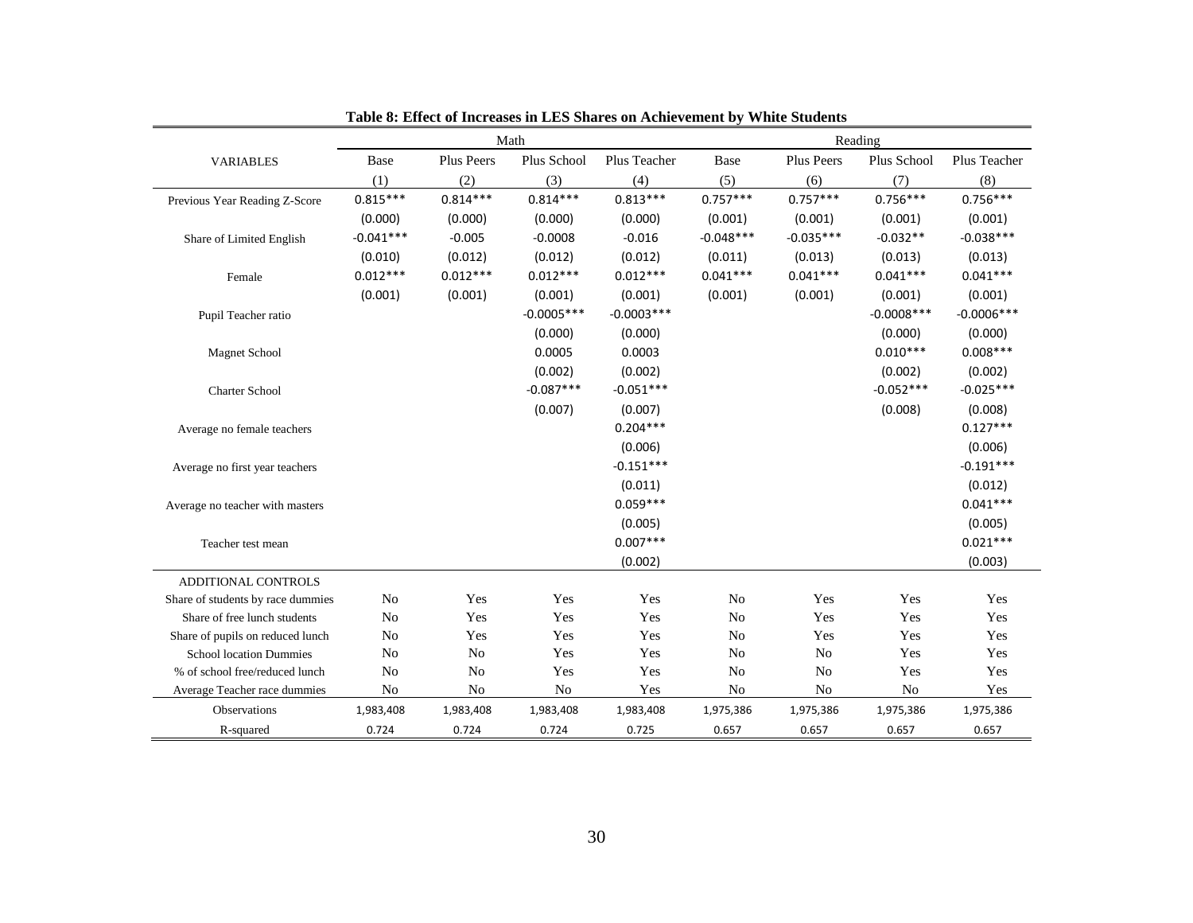**Table 8: Effect of Increases in LES Shares on Achievement by White Students**

| | Math | | | | Reading | | | |
|---|---|---|---|---|---|---|---|---|
| VARIABLES | Base | Plus Peers | Plus School | Plus Teacher | Base | Plus Peers | Plus School | Plus Teacher |
| | (1) | (2) | (3) | (4) | (5) | (6) | (7) | (8) |
| Previous Year Reading Z-Score | 0.815*** | 0.814*** | 0.814*** | 0.813*** | 0.757*** | 0.757*** | 0.756*** | 0.756*** |
| | (0.000) | (0.000) | (0.000) | (0.000) | (0.001) | (0.001) | (0.001) | (0.001) |
| Share of Limited English | -0.041*** | -0.005 | -0.0008 | -0.016 | -0.048*** | -0.035*** | -0.032** | -0.038*** |
| | (0.010) | (0.012) | (0.012) | (0.012) | (0.011) | (0.013) | (0.013) | (0.013) |
| Female | 0.012*** | 0.012*** | 0.012*** | 0.012*** | 0.041*** | 0.041*** | 0.041*** | 0.041*** |
| | (0.001) | (0.001) | (0.001) | (0.001) | (0.001) | (0.001) | (0.001) | (0.001) |
| Pupil Teacher ratio | | | -0.0005*** | -0.0003*** | | | -0.0008*** | -0.0006*** |
| | | | (0.000) | (0.000) | | | (0.000) | (0.000) |
| Magnet School | | | 0.0005 | 0.0003 | | | 0.010*** | 0.008*** |
| | | | (0.002) | (0.002) | | | (0.002) | (0.002) |
| Charter School | | | -0.087*** | -0.051*** | | | -0.052*** | -0.025*** |
| | | | (0.007) | (0.007) | | | (0.008) | (0.008) |
| Average no female teachers | | | | 0.204*** | | | | 0.127*** |
| | | | | (0.006) | | | | (0.006) |
| Average no first year teachers | | | | -0.151*** | | | | -0.191*** |
| | | | | (0.011) | | | | (0.012) |
| Average no teacher with masters | | | | 0.059*** | | | | 0.041*** |
| | | | | (0.005) | | | | (0.005) |
| Teacher test mean | | | | 0.007*** | | | | 0.021*** |
| | | | | (0.002) | | | | (0.003) |
| ADDITIONAL CONTROLS | | | | | | | | |
| Share of students by race dummies | No | Yes | Yes | Yes | No | Yes | Yes | Yes |
| Share of free lunch students | No | Yes | Yes | Yes | No | Yes | Yes | Yes |
| Share of pupils on reduced lunch | No | Yes | Yes | Yes | No | Yes | Yes | Yes |
| School location Dummies | No | No | Yes | Yes | No | No | Yes | Yes |
| % of school free/reduced lunch | No | No | Yes | Yes | No | No | Yes | Yes |
| Average Teacher race dummies | No | No | No | Yes | No | No | No | Yes |
| Observations | 1,983,408 | 1,983,408 | 1,983,408 | 1,983,408 | 1,975,386 | 1,975,386 | 1,975,386 | 1,975,386 |
| R-squared | 0.724 | 0.724 | 0.724 | 0.725 | 0.657 | 0.657 | 0.657 | 0.657 |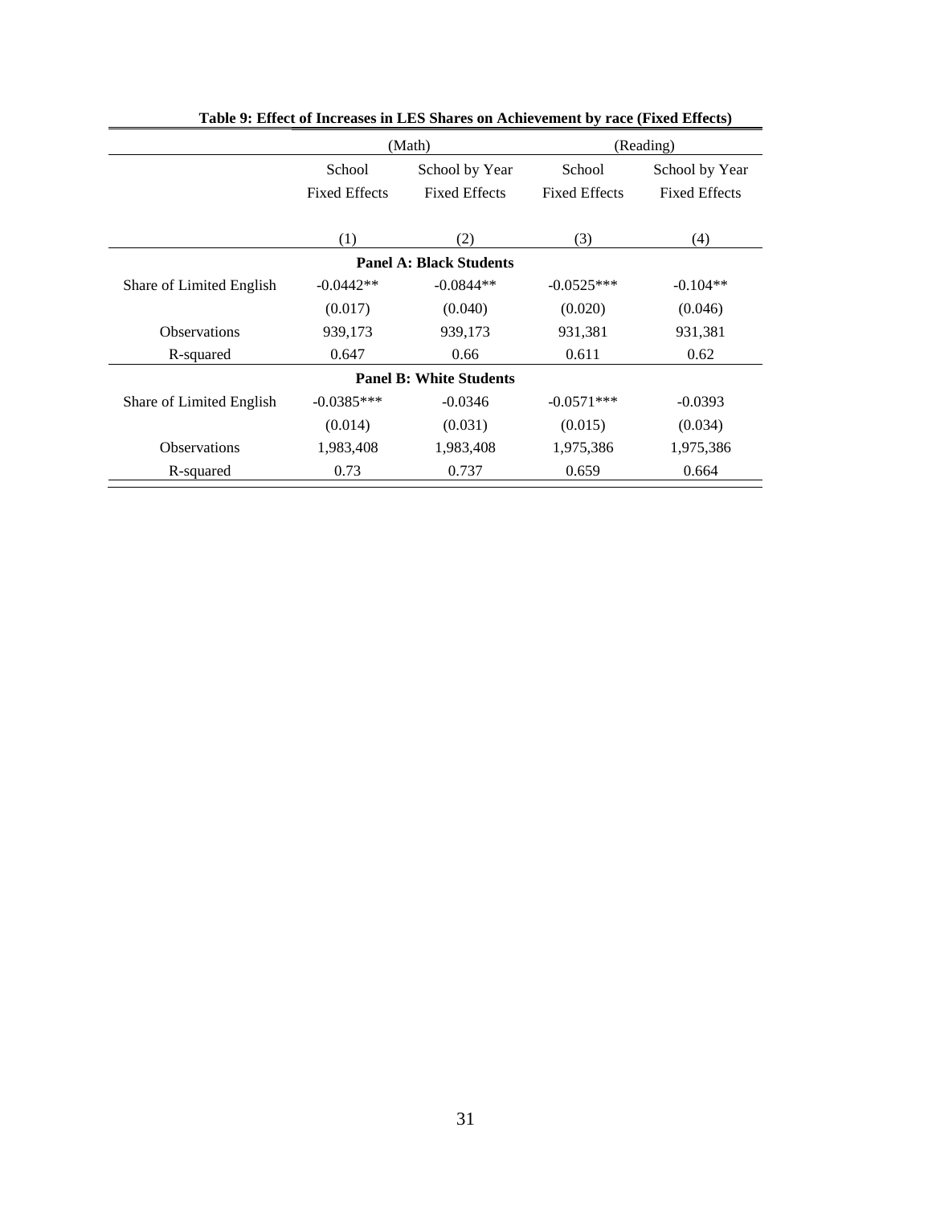**Table 9: Effect of Increases in LES Shares on Achievement by race (Fixed Effects)**

| | (Math) | | (Reading) | |
|---|---|---|---|---|
| | School Fixed Effects | School by Year Fixed Effects | School Fixed Effects | School by Year Fixed Effects |
| | (1) | (2) | (3) | (4) |
| **Panel A: Black Students** | | | | |
| Share of Limited English | -0.0442** | -0.0844** | -0.0525*** | -0.104** |
| | (0.017) | (0.040) | (0.020) | (0.046) |
| Observations | 939,173 | 939,173 | 931,381 | 931,381 |
| R-squared | 0.647 | 0.66 | 0.611 | 0.62 |
| **Panel B: White Students** | | | | |
| Share of Limited English | -0.0385*** | -0.0346 | -0.0571*** | -0.0393 |
| | (0.014) | (0.031) | (0.015) | (0.034) |
| Observations | 1,983,408 | 1,983,408 | 1,975,386 | 1,975,386 |
| R-squared | 0.73 | 0.737 | 0.659 | 0.664 |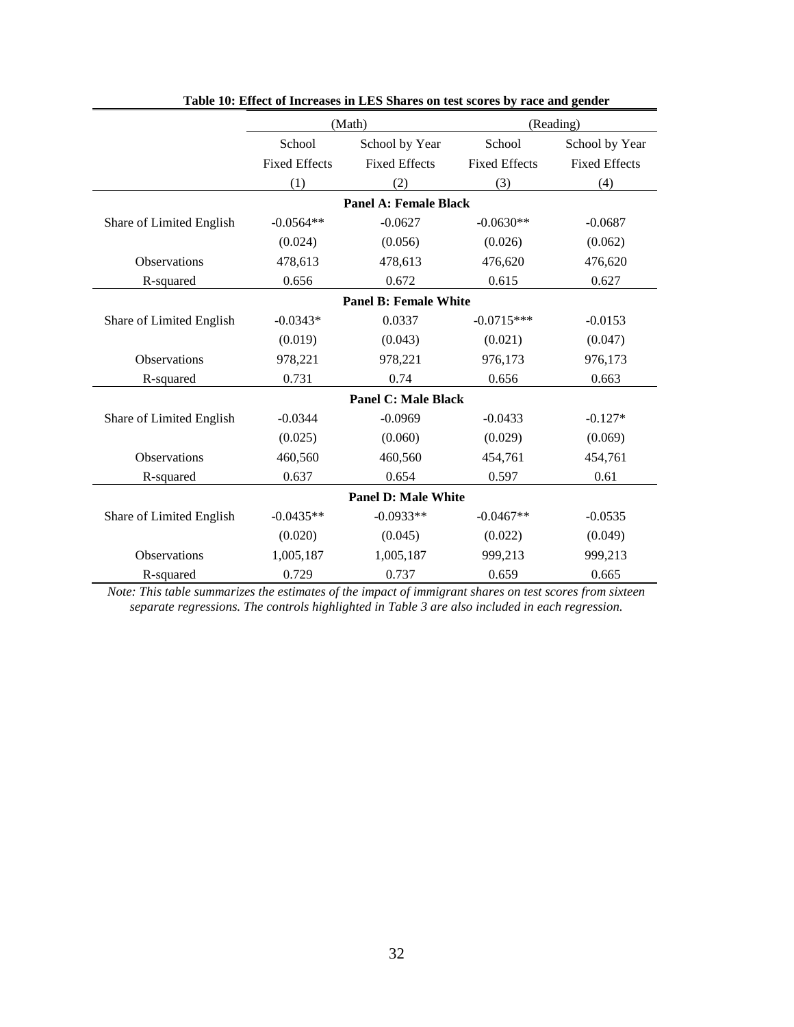**Table 10: Effect of Increases in LES Shares on test scores by race and gender**

| | (Math) | | (Reading) | |
|---|---|---|---|---|
| | School Fixed Effects | School by Year Fixed Effects | School Fixed Effects | School by Year Fixed Effects |
| | (1) | (2) | (3) | (4) |
| **Panel A: Female Black** | | | | |
| Share of Limited English | -0.0564** | -0.0627 | -0.0630** | -0.0687 |
| | (0.024) | (0.056) | (0.026) | (0.062) |
| Observations | 478,613 | 478,613 | 476,620 | 476,620 |
| R-squared | 0.656 | 0.672 | 0.615 | 0.627 |
| **Panel B: Female White** | | | | |
| Share of Limited English | -0.0343* | 0.0337 | -0.0715*** | -0.0153 |
| | (0.019) | (0.043) | (0.021) | (0.047) |
| Observations | 978,221 | 978,221 | 976,173 | 976,173 |
| R-squared | 0.731 | 0.74 | 0.656 | 0.663 |
| **Panel C: Male Black** | | | | |
| Share of Limited English | -0.0344 | -0.0969 | -0.0433 | -0.127* |
| | (0.025) | (0.060) | (0.029) | (0.069) |
| Observations | 460,560 | 460,560 | 454,761 | 454,761 |
| R-squared | 0.637 | 0.654 | 0.597 | 0.61 |
| **Panel D: Male White** | | | | |
| Share of Limited English | -0.0435** | -0.0933** | -0.0467** | -0.0535 |
| | (0.020) | (0.045) | (0.022) | (0.049) |
| Observations | 1,005,187 | 1,005,187 | 999,213 | 999,213 |
| R-squared | 0.729 | 0.737 | 0.659 | 0.665 |

*Note: This table summarizes the estimates of the impact of immigrant shares on test scores from sixteen separate regressions. The controls highlighted in Table 3 are also included in each regression.*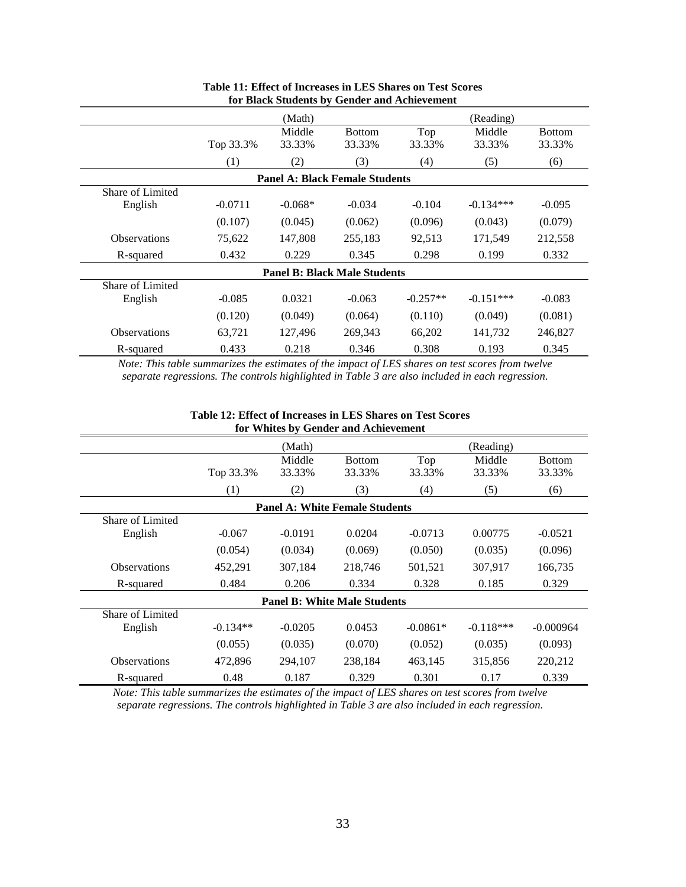**Table 11: Effect of Increases in LES Shares on Test Scores for Black Students by Gender and Achievement**

| | (Math) | | | (Reading) | | |
|---|---|---|---|---|---|---|
| | Top 33.3% | Middle 33.33% | Bottom 33.33% | Top 33.33% | Middle 33.33% | Bottom 33.33% |
| | (1) | (2) | (3) | (4) | (5) | (6) |
| **Panel A: Black Female Students** | | | | | | |
| Share of Limited English | -0.0711 | -0.068* | -0.034 | -0.104 | -0.134*** | -0.095 |
| | (0.107) | (0.045) | (0.062) | (0.096) | (0.043) | (0.079) |
| Observations | 75,622 | 147,808 | 255,183 | 92,513 | 171,549 | 212,558 |
| R-squared | 0.432 | 0.229 | 0.345 | 0.298 | 0.199 | 0.332 |
| **Panel B: Black Male Students** | | | | | | |
| Share of Limited English | -0.085 | 0.0321 | -0.063 | -0.257** | -0.151*** | -0.083 |
| | (0.120) | (0.049) | (0.064) | (0.110) | (0.049) | (0.081) |
| Observations | 63,721 | 127,496 | 269,343 | 66,202 | 141,732 | 246,827 |
| R-squared | 0.433 | 0.218 | 0.346 | 0.308 | 0.193 | 0.345 |

*Note: This table summarizes the estimates of the impact of LES shares on test scores from twelve separate regressions. The controls highlighted in Table 3 are also included in each regression.*

**Table 12: Effect of Increases in LES Shares on Test Scores for Whites by Gender and Achievement**

| | (Math) | | | (Reading) | | |
|---|---|---|---|---|---|---|
| | Top 33.3% | Middle 33.33% | Bottom 33.33% | Top 33.33% | Middle 33.33% | Bottom 33.33% |
| | (1) | (2) | (3) | (4) | (5) | (6) |
| **Panel A: White Female Students** | | | | | | |
| Share of Limited English | -0.067 | -0.0191 | 0.0204 | -0.0713 | 0.00775 | -0.0521 |
| | (0.054) | (0.034) | (0.069) | (0.050) | (0.035) | (0.096) |
| Observations | 452,291 | 307,184 | 218,746 | 501,521 | 307,917 | 166,735 |
| R-squared | 0.484 | 0.206 | 0.334 | 0.328 | 0.185 | 0.329 |
| **Panel B: White Male Students** | | | | | | |
| Share of Limited English | -0.134** | -0.0205 | 0.0453 | -0.0861* | -0.118*** | -0.000964 |
| | (0.055) | (0.035) | (0.070) | (0.052) | (0.035) | (0.093) |
| Observations | 472,896 | 294,107 | 238,184 | 463,145 | 315,856 | 220,212 |
| R-squared | 0.48 | 0.187 | 0.329 | 0.301 | 0.17 | 0.339 |

*Note: This table summarizes the estimates of the impact of LES shares on test scores from twelve separate regressions. The controls highlighted in Table 3 are also included in each regression.*